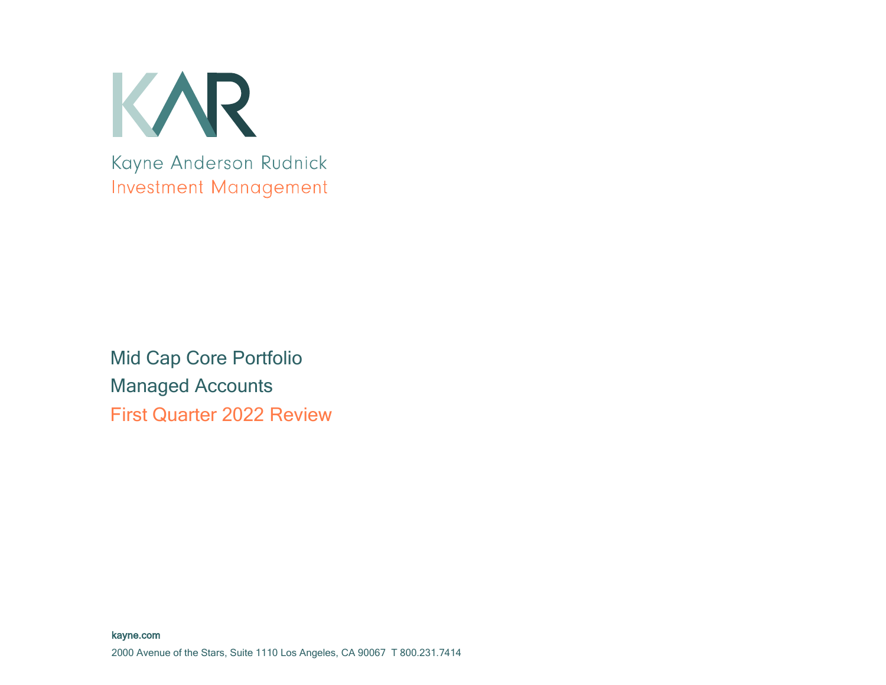Kayne Anderson Rudnick
Investment Management

# Mid Cap Core Portfolio

## Managed Accounts

## First Quarter 2022 Review

**kayne.com**

2000 Avenue of the Stars, Suite 1110 Los Angeles, CA 90067 T 800.231.7414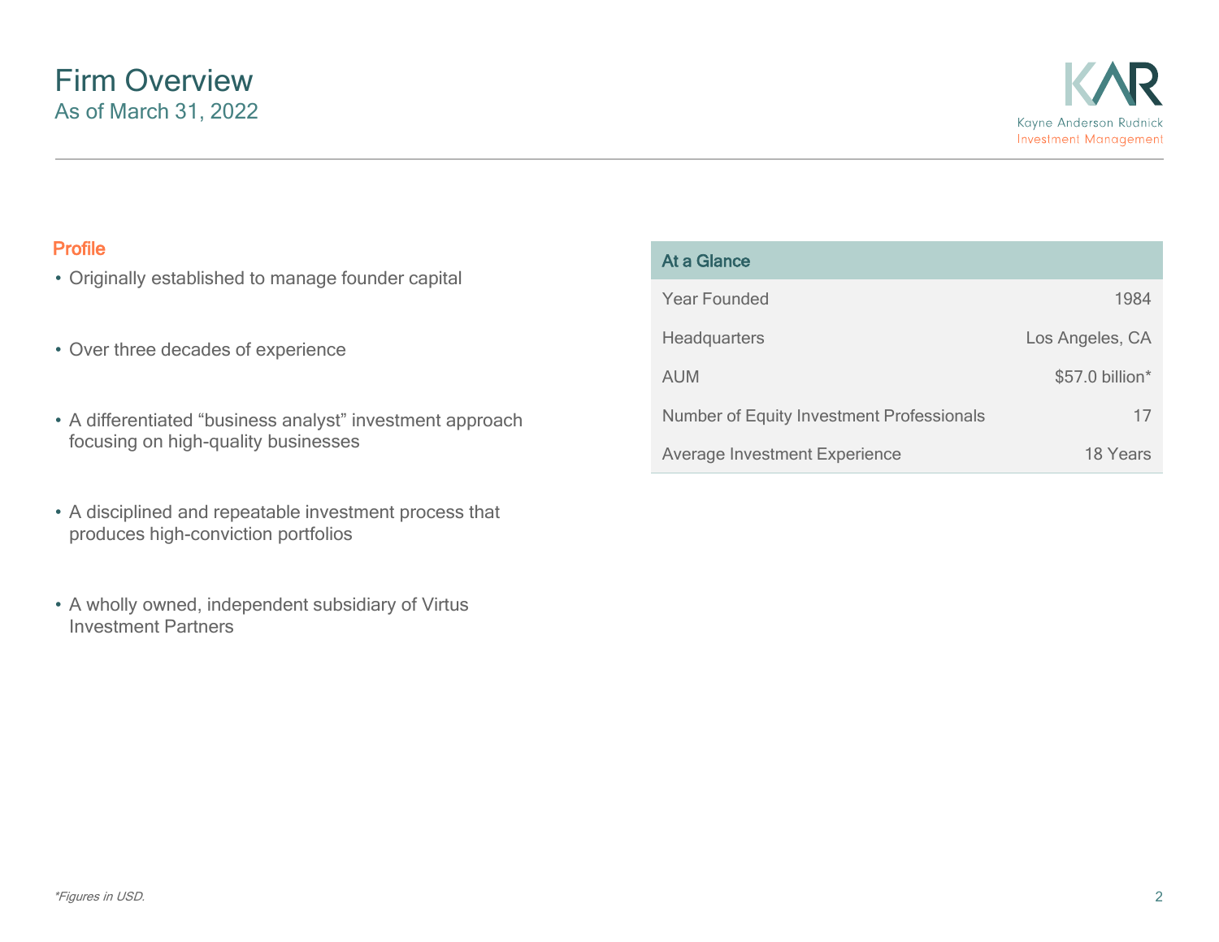# Firm Overview

As of March 31, 2022

Kayne Anderson Rudnick
Investment Management

## Profile

- Originally established to manage founder capital
- Over three decades of experience
- A differentiated “business analyst” investment approach focusing on high-quality businesses
- A disciplined and repeatable investment process that produces high-conviction portfolios
- A wholly owned, independent subsidiary of Virtus Investment Partners

| At a Glance | |
|---|---|
| Year Founded | 1984 |
| Headquarters | Los Angeles, CA |
| AUM | $57.0 billion* |
| Number of Equity Investment Professionals | 17 |
| Average Investment Experience | 18 Years |

*Figures in USD.*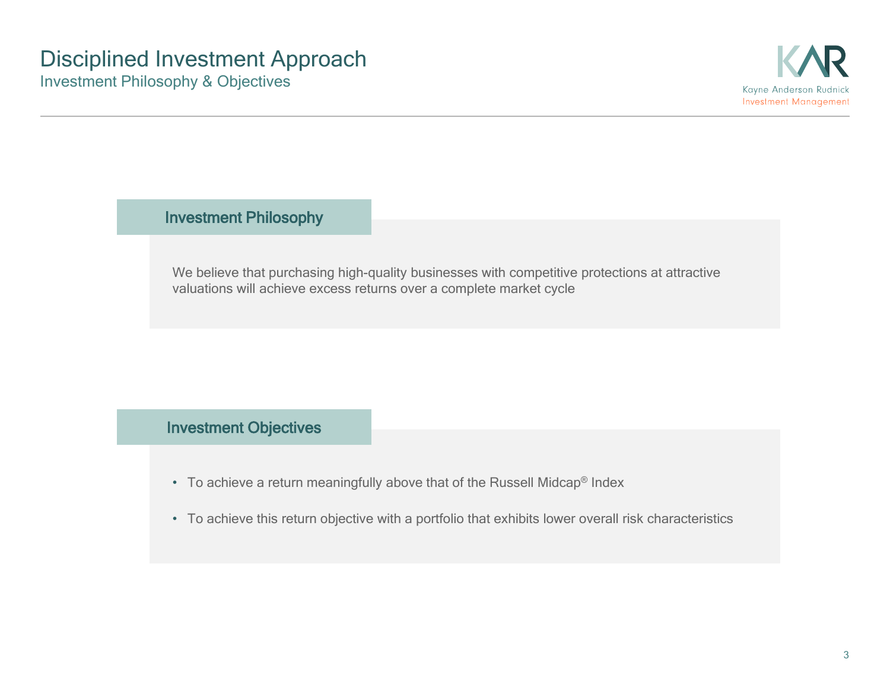# Disciplined Investment Approach

## Investment Philosophy & Objectives

### Investment Philosophy

We believe that purchasing high-quality businesses with competitive protections at attractive valuations will achieve excess returns over a complete market cycle

### Investment Objectives

- To achieve a return meaningfully above that of the Russell Midcap® Index
- To achieve this return objective with a portfolio that exhibits lower overall risk characteristics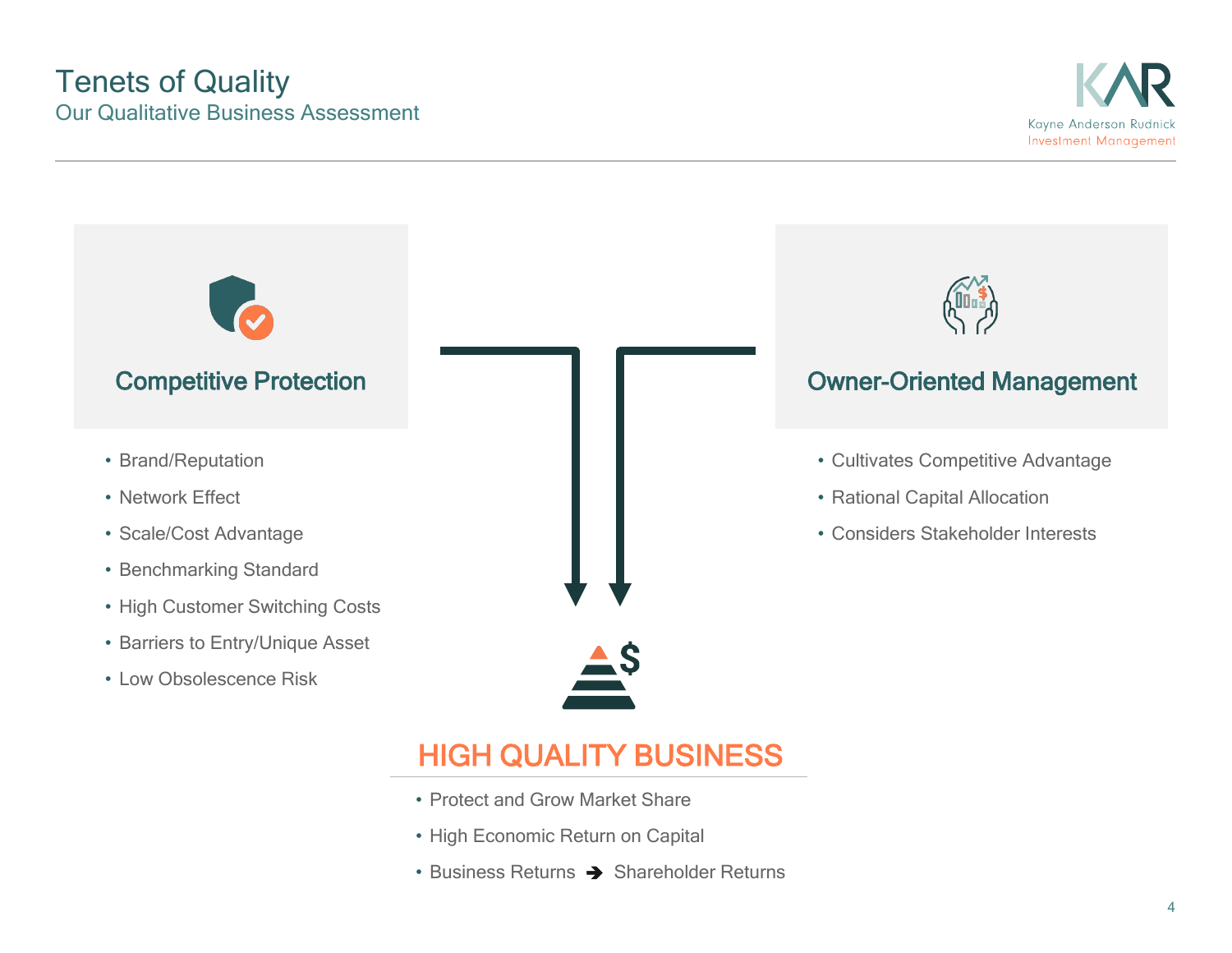# Tenets of Quality

## Our Qualitative Business Assessment

### Competitive Protection

- Brand/Reputation
- Network Effect
- Scale/Cost Advantage
- Benchmarking Standard
- High Customer Switching Costs
- Barriers to Entry/Unique Asset
- Low Obsolescence Risk

### Owner-Oriented Management

- Cultivates Competitive Advantage
- Rational Capital Allocation
- Considers Stakeholder Interests

### HIGH QUALITY BUSINESS

- Protect and Grow Market Share
- High Economic Return on Capital
- Business Returns ➔ Shareholder Returns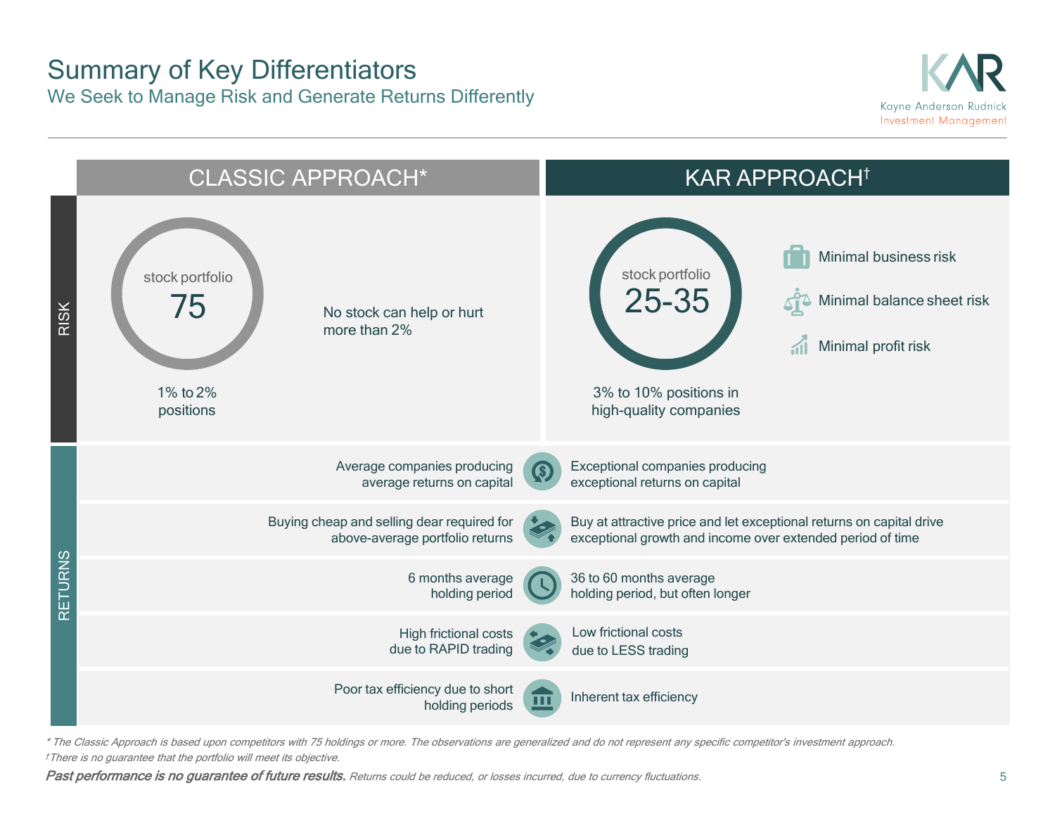# Summary of Key Differentiators

## We Seek to Manage Risk and Generate Returns Differently

| | CLASSIC APPROACH* | KAR APPROACH† |
|---|---|---|
| **RISK** | stock portfolio 75; 1% to 2% positions; No stock can help or hurt more than 2% | stock portfolio 25-35; 3% to 10% positions in high-quality companies; Minimal business risk; Minimal balance sheet risk; Minimal profit risk |
| **RETURNS** | Average companies producing average returns on capital | Exceptional companies producing exceptional returns on capital |
| | Buying cheap and selling dear required for above-average portfolio returns | Buy at attractive price and let exceptional returns on capital drive exceptional growth and income over extended period of time |
| | 6 months average holding period | 36 to 60 months average holding period, but often longer |
| | High frictional costs due to RAPID trading | Low frictional costs due to LESS trading |
| | Poor tax efficiency due to short holding periods | Inherent tax efficiency |

*\* The Classic Approach is based upon competitors with 75 holdings or more. The observations are generalized and do not represent any specific competitor's investment approach.*

*†There is no guarantee that the portfolio will meet its objective.*

***Past performance is no guarantee of future results.*** *Returns could be reduced, or losses incurred, due to currency fluctuations.*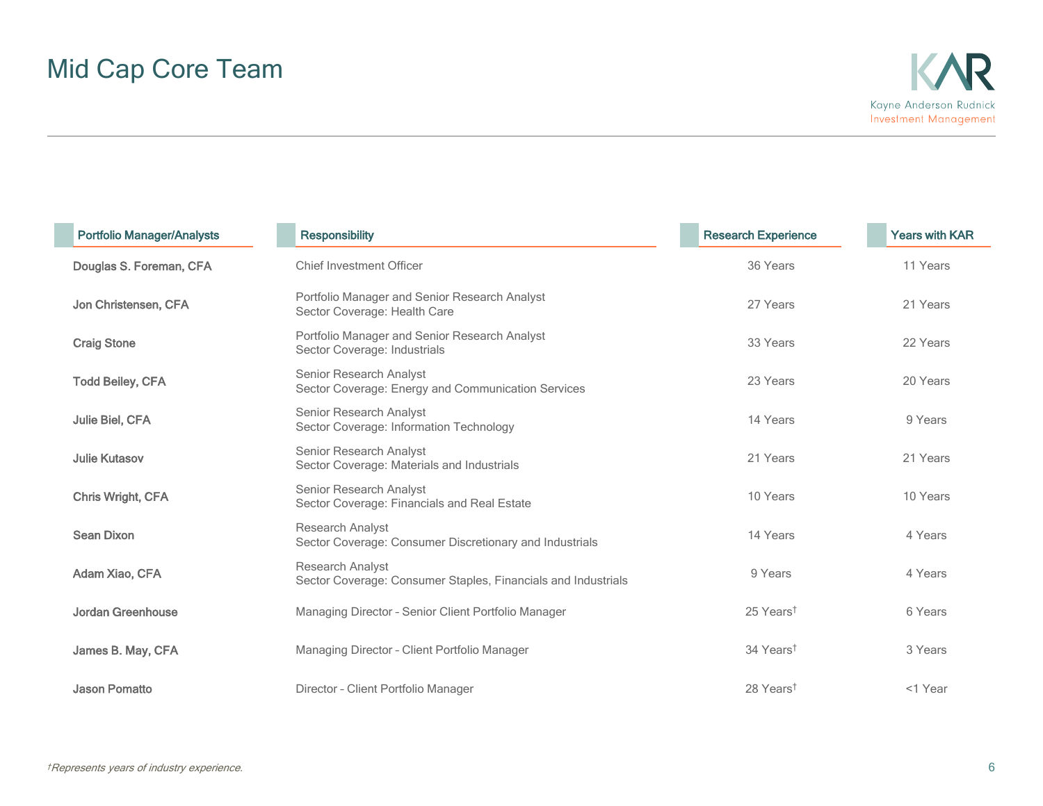# Mid Cap Core Team

| Portfolio Manager/Analysts | Responsibility | Research Experience | Years with KAR |
|---|---|---|---|
| **Douglas S. Foreman, CFA** | Chief Investment Officer | 36 Years | 11 Years |
| **Jon Christensen, CFA** | Portfolio Manager and Senior Research Analyst<br>Sector Coverage: Health Care | 27 Years | 21 Years |
| **Craig Stone** | Portfolio Manager and Senior Research Analyst<br>Sector Coverage: Industrials | 33 Years | 22 Years |
| **Todd Beiley, CFA** | Senior Research Analyst<br>Sector Coverage: Energy and Communication Services | 23 Years | 20 Years |
| **Julie Biel, CFA** | Senior Research Analyst<br>Sector Coverage: Information Technology | 14 Years | 9 Years |
| **Julie Kutasov** | Senior Research Analyst<br>Sector Coverage: Materials and Industrials | 21 Years | 21 Years |
| **Chris Wright, CFA** | Senior Research Analyst<br>Sector Coverage: Financials and Real Estate | 10 Years | 10 Years |
| **Sean Dixon** | Research Analyst<br>Sector Coverage: Consumer Discretionary and Industrials | 14 Years | 4 Years |
| **Adam Xiao, CFA** | Research Analyst<br>Sector Coverage: Consumer Staples, Financials and Industrials | 9 Years | 4 Years |
| **Jordan Greenhouse** | Managing Director – Senior Client Portfolio Manager | 25 Years† | 6 Years |
| **James B. May, CFA** | Managing Director – Client Portfolio Manager | 34 Years† | 3 Years |
| **Jason Pomatto** | Director – Client Portfolio Manager | 28 Years† | <1 Year |

*†Represents years of industry experience.*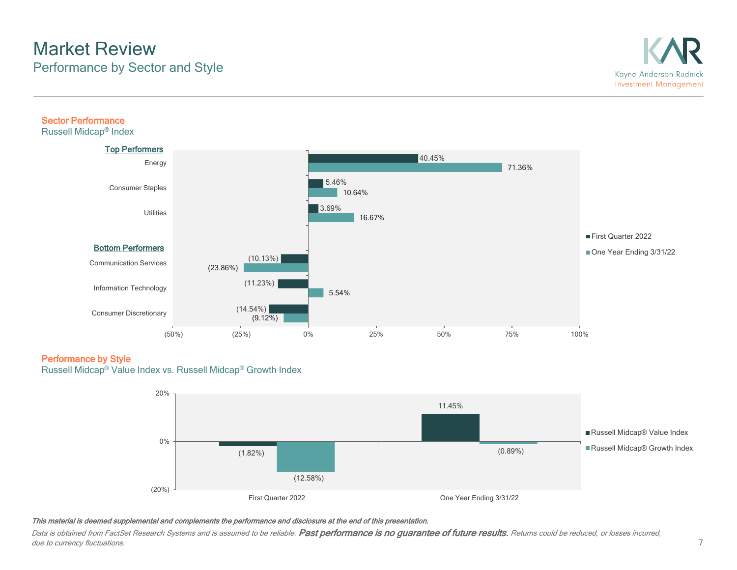# Market Review

## Performance by Sector and Style

### Sector Performance

Russell Midcap® Index

| | First Quarter 2022 | One Year Ending 3/31/22 |
|---|---|---|
| **Top Performers** | | |
| Energy | 40.45% | 71.36% |
| Consumer Staples | 5.46% | 10.64% |
| Utilities | 3.69% | 16.67% |
| **Bottom Performers** | | |
| Communication Services | (10.13%) | (23.86%) |
| Information Technology | (11.23%) | 5.54% |
| Consumer Discretionary | (14.54%) | (9.12%) |

### Performance by Style

Russell Midcap® Value Index vs. Russell Midcap® Growth Index

| | Russell Midcap® Value Index | Russell Midcap® Growth Index |
|---|---|---|
| First Quarter 2022 | (1.82%) | (12.58%) |
| One Year Ending 3/31/22 | 11.45% | (0.89%) |

***This material is deemed supplemental and complements the performance and disclosure at the end of this presentation.***

*Data is obtained from FactSet Research Systems and is assumed to be reliable.* ***Past performance is no guarantee of future results.*** *Returns could be reduced, or losses incurred, due to currency fluctuations.*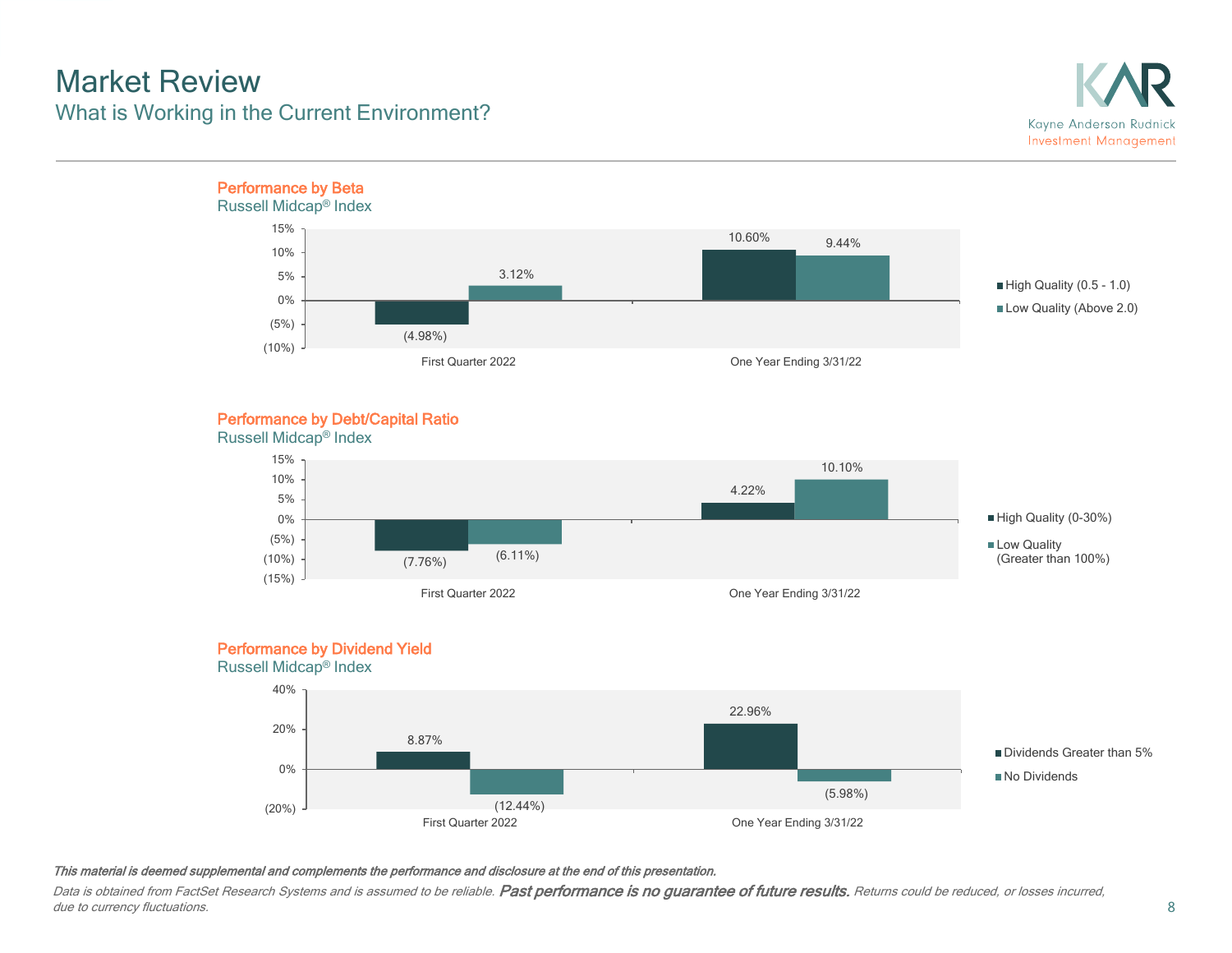# Market Review

## What is Working in the Current Environment?

### Performance by Beta

Russell Midcap® Index

| | High Quality (0.5 - 1.0) | Low Quality (Above 2.0) |
|---|---|---|
| First Quarter 2022 | (4.98%) | 3.12% |
| One Year Ending 3/31/22 | 10.60% | 9.44% |

### Performance by Debt/Capital Ratio

Russell Midcap® Index

| | High Quality (0-30%) | Low Quality (Greater than 100%) |
|---|---|---|
| First Quarter 2022 | (7.76%) | (6.11%) |
| One Year Ending 3/31/22 | 4.22% | 10.10% |

### Performance by Dividend Yield

Russell Midcap® Index

| | Dividends Greater than 5% | No Dividends |
|---|---|---|
| First Quarter 2022 | 8.87% | (12.44%) |
| One Year Ending 3/31/22 | 22.96% | (5.98%) |

***This material is deemed supplemental and complements the performance and disclosure at the end of this presentation.***

*Data is obtained from FactSet Research Systems and is assumed to be reliable.* ***Past performance is no guarantee of future results.*** *Returns could be reduced, or losses incurred, due to currency fluctuations.*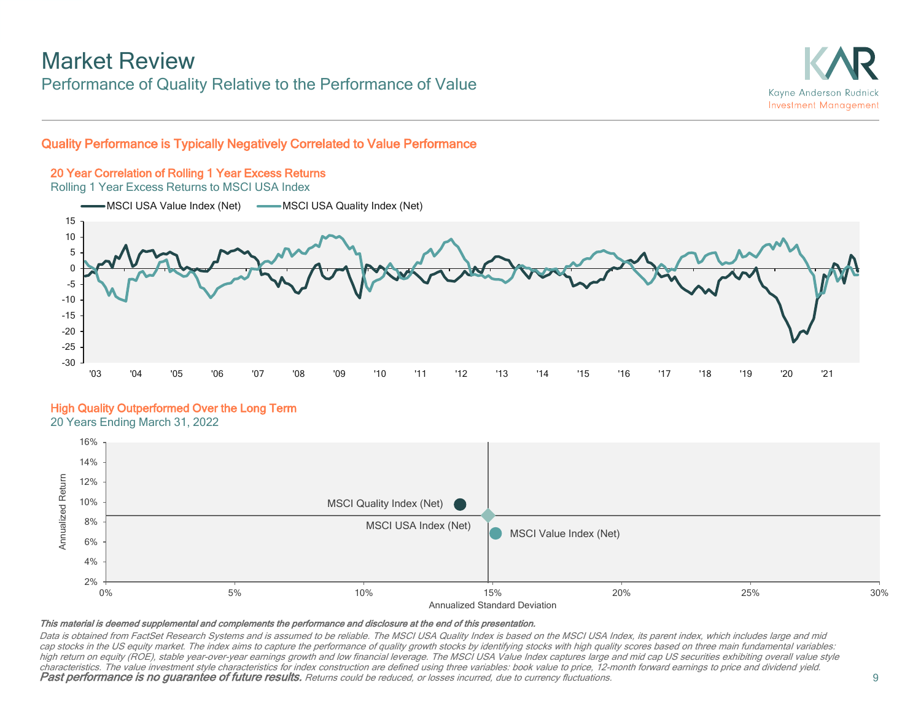# Market Review

## Performance of Quality Relative to the Performance of Value

### Quality Performance is Typically Negatively Correlated to Value Performance

**20 Year Correlation of Rolling 1 Year Excess Returns**

Rolling 1 Year Excess Returns to MSCI USA Index

MSCI USA Value Index (Net) — MSCI USA Quality Index (Net)

**High Quality Outperformed Over the Long Term**

20 Years Ending March 31, 2022

MSCI Quality Index (Net)

MSCI USA Index (Net)

MSCI Value Index (Net)

Annualized Return

Annualized Standard Deviation

***This material is deemed supplemental and complements the performance and disclosure at the end of this presentation.***

*Data is obtained from FactSet Research Systems and is assumed to be reliable. The MSCI USA Quality Index is based on the MSCI USA Index, its parent index, which includes large and mid cap stocks in the US equity market. The index aims to capture the performance of quality growth stocks by identifying stocks with high quality scores based on three main fundamental variables: high return on equity (ROE), stable year-over-year earnings growth and low financial leverage. The MSCI USA Value Index captures large and mid cap US securities exhibiting overall value style characteristics. The value investment style characteristics for index construction are defined using three variables: book value to price, 12-month forward earnings to price and dividend yield.*

***Past performance is no guarantee of future results.*** *Returns could be reduced, or losses incurred, due to currency fluctuations.*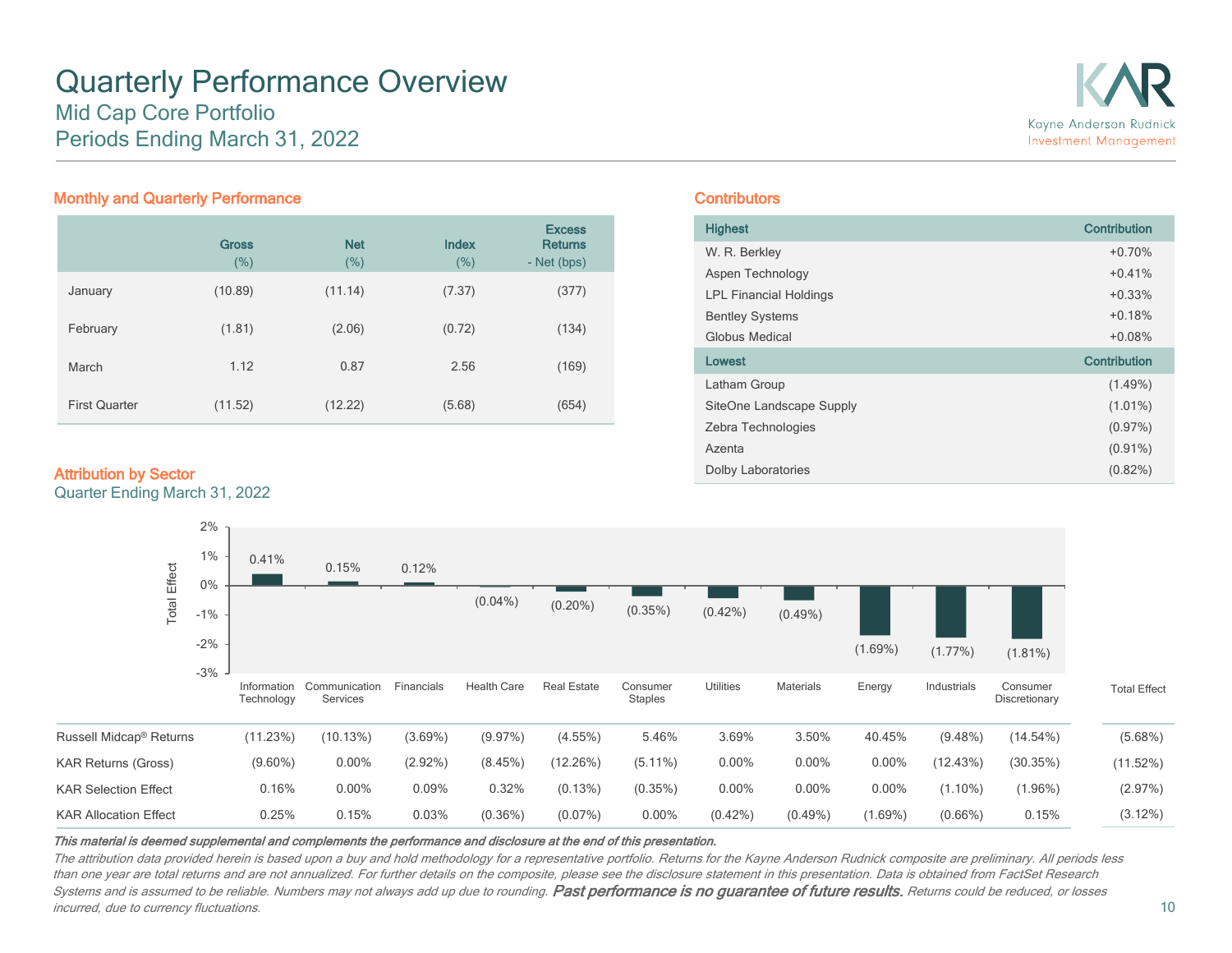# Quarterly Performance Overview

## Mid Cap Core Portfolio
## Periods Ending March 31, 2022

Kayne Anderson Rudnick Investment Management

### Monthly and Quarterly Performance

| | Gross (%) | Net (%) | Index (%) | Excess Returns - Net (bps) |
|---|---|---|---|---|
| January | (10.89) | (11.14) | (7.37) | (377) |
| February | (1.81) | (2.06) | (0.72) | (134) |
| March | 1.12 | 0.87 | 2.56 | (169) |
| First Quarter | (11.52) | (12.22) | (5.68) | (654) |

### Contributors

| Highest | Contribution |
|---|---|
| W. R. Berkley | +0.70% |
| Aspen Technology | +0.41% |
| LPL Financial Holdings | +0.33% |
| Bentley Systems | +0.18% |
| Globus Medical | +0.08% |

| Lowest | Contribution |
|---|---|
| Latham Group | (1.49%) |
| SiteOne Landscape Supply | (1.01%) |
| Zebra Technologies | (0.97%) |
| Azenta | (0.91%) |
| Dolby Laboratories | (0.82%) |

### Attribution by Sector

Quarter Ending March 31, 2022

| | Information Technology | Communication Services | Financials | Health Care | Real Estate | Consumer Staples | Utilities | Materials | Energy | Industrials | Consumer Discretionary | Total Effect |
|---|---|---|---|---|---|---|---|---|---|---|---|---|
| Total Effect | 0.41% | 0.15% | 0.12% | (0.04%) | (0.20%) | (0.35%) | (0.42%) | (0.49%) | (1.69%) | (1.77%) | (1.81%) | |
| Russell Midcap® Returns | (11.23%) | (10.13%) | (3.69%) | (9.97%) | (4.55%) | 5.46% | 3.69% | 3.50% | 40.45% | (9.48%) | (14.54%) | (5.68%) |
| KAR Returns (Gross) | (9.60%) | 0.00% | (2.92%) | (8.45%) | (12.26%) | (5.11%) | 0.00% | 0.00% | 0.00% | (12.43%) | (30.35%) | (11.52%) |
| KAR Selection Effect | 0.16% | 0.00% | 0.09% | 0.32% | (0.13%) | (0.35%) | 0.00% | 0.00% | 0.00% | (1.10%) | (1.96%) | (2.97%) |
| KAR Allocation Effect | 0.25% | 0.15% | 0.03% | (0.36%) | (0.07%) | 0.00% | (0.42%) | (0.49%) | (1.69%) | (0.66%) | 0.15% | (3.12%) |

***This material is deemed supplemental and complements the performance and disclosure at the end of this presentation.***

*The attribution data provided herein is based upon a buy and hold methodology for a representative portfolio. Returns for the Kayne Anderson Rudnick composite are preliminary. All periods less than one year are total returns and are not annualized. For further details on the composite, please see the disclosure statement in this presentation. Data is obtained from FactSet Research Systems and is assumed to be reliable. Numbers may not always add up due to rounding.* ***Past performance is no guarantee of future results.*** *Returns could be reduced, or losses incurred, due to currency fluctuations.*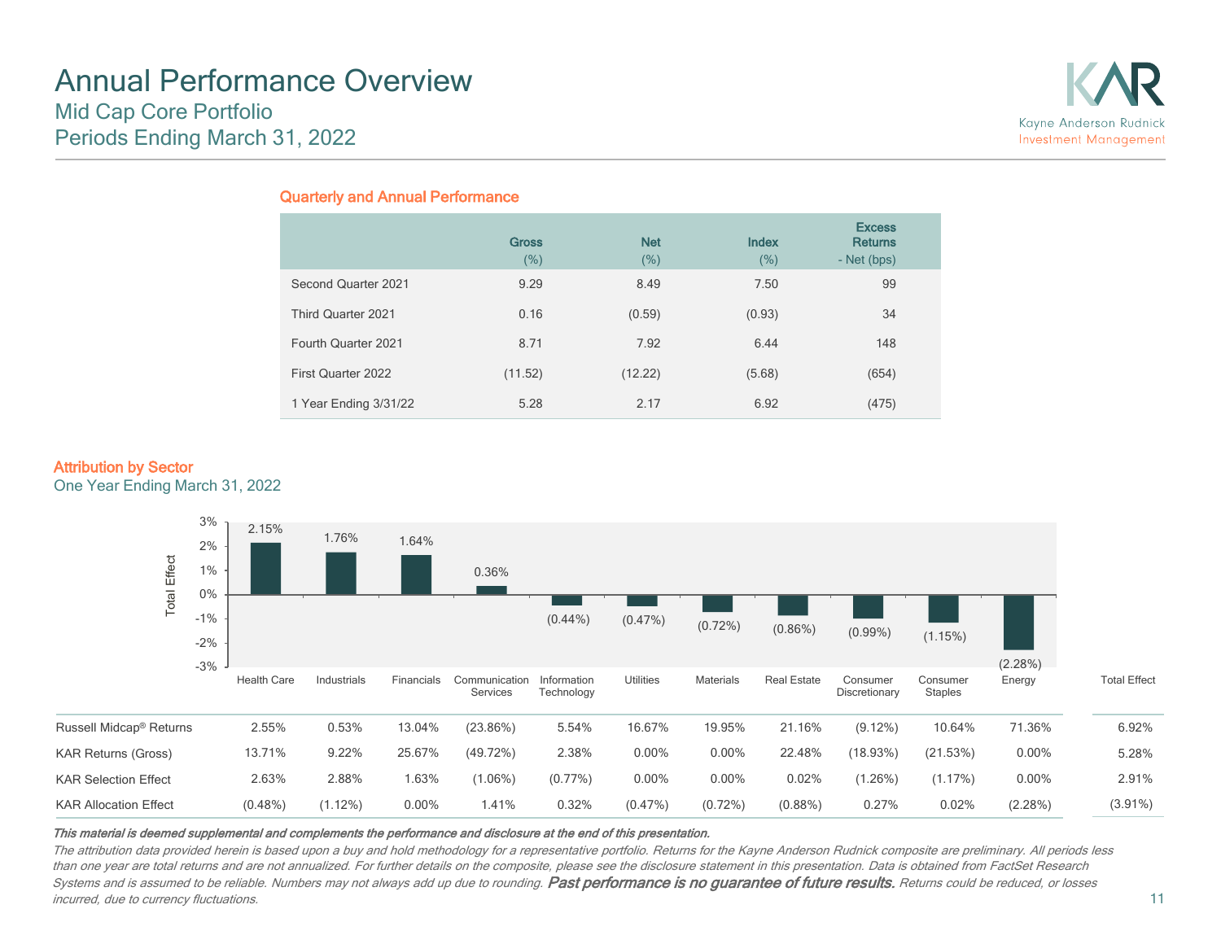# Annual Performance Overview

## Mid Cap Core Portfolio
## Periods Ending March 31, 2022

Kayne Anderson Rudnick Investment Management

### Quarterly and Annual Performance

| | Gross (%) | Net (%) | Index (%) | Excess Returns - Net (bps) |
|---|---|---|---|---|
| Second Quarter 2021 | 9.29 | 8.49 | 7.50 | 99 |
| Third Quarter 2021 | 0.16 | (0.59) | (0.93) | 34 |
| Fourth Quarter 2021 | 8.71 | 7.92 | 6.44 | 148 |
| First Quarter 2022 | (11.52) | (12.22) | (5.68) | (654) |
| 1 Year Ending 3/31/22 | 5.28 | 2.17 | 6.92 | (475) |

### Attribution by Sector

One Year Ending March 31, 2022

| | Health Care | Industrials | Financials | Communication Services | Information Technology | Utilities | Materials | Real Estate | Consumer Discretionary | Consumer Staples | Energy | Total Effect |
|---|---|---|---|---|---|---|---|---|---|---|---|---|
| Total Effect | 2.15% | 1.76% | 1.64% | 0.36% | (0.44%) | (0.47%) | (0.72%) | (0.86%) | (0.99%) | (1.15%) | (2.28%) | |
| Russell Midcap® Returns | 2.55% | 0.53% | 13.04% | (23.86%) | 5.54% | 16.67% | 19.95% | 21.16% | (9.12%) | 10.64% | 71.36% | 6.92% |
| KAR Returns (Gross) | 13.71% | 9.22% | 25.67% | (49.72%) | 2.38% | 0.00% | 0.00% | 22.48% | (18.93%) | (21.53%) | 0.00% | 5.28% |
| KAR Selection Effect | 2.63% | 2.88% | 1.63% | (1.06%) | (0.77%) | 0.00% | 0.00% | 0.02% | (1.26%) | (1.17%) | 0.00% | 2.91% |
| KAR Allocation Effect | (0.48%) | (1.12%) | 0.00% | 1.41% | 0.32% | (0.47%) | (0.72%) | (0.88%) | 0.27% | 0.02% | (2.28%) | (3.91%) |

***This material is deemed supplemental and complements the performance and disclosure at the end of this presentation.***

*The attribution data provided herein is based upon a buy and hold methodology for a representative portfolio. Returns for the Kayne Anderson Rudnick composite are preliminary. All periods less than one year are total returns and are not annualized. For further details on the composite, please see the disclosure statement in this presentation. Data is obtained from FactSet Research Systems and is assumed to be reliable. Numbers may not always add up due to rounding.* ***Past performance is no guarantee of future results.*** *Returns could be reduced, or losses incurred, due to currency fluctuations.*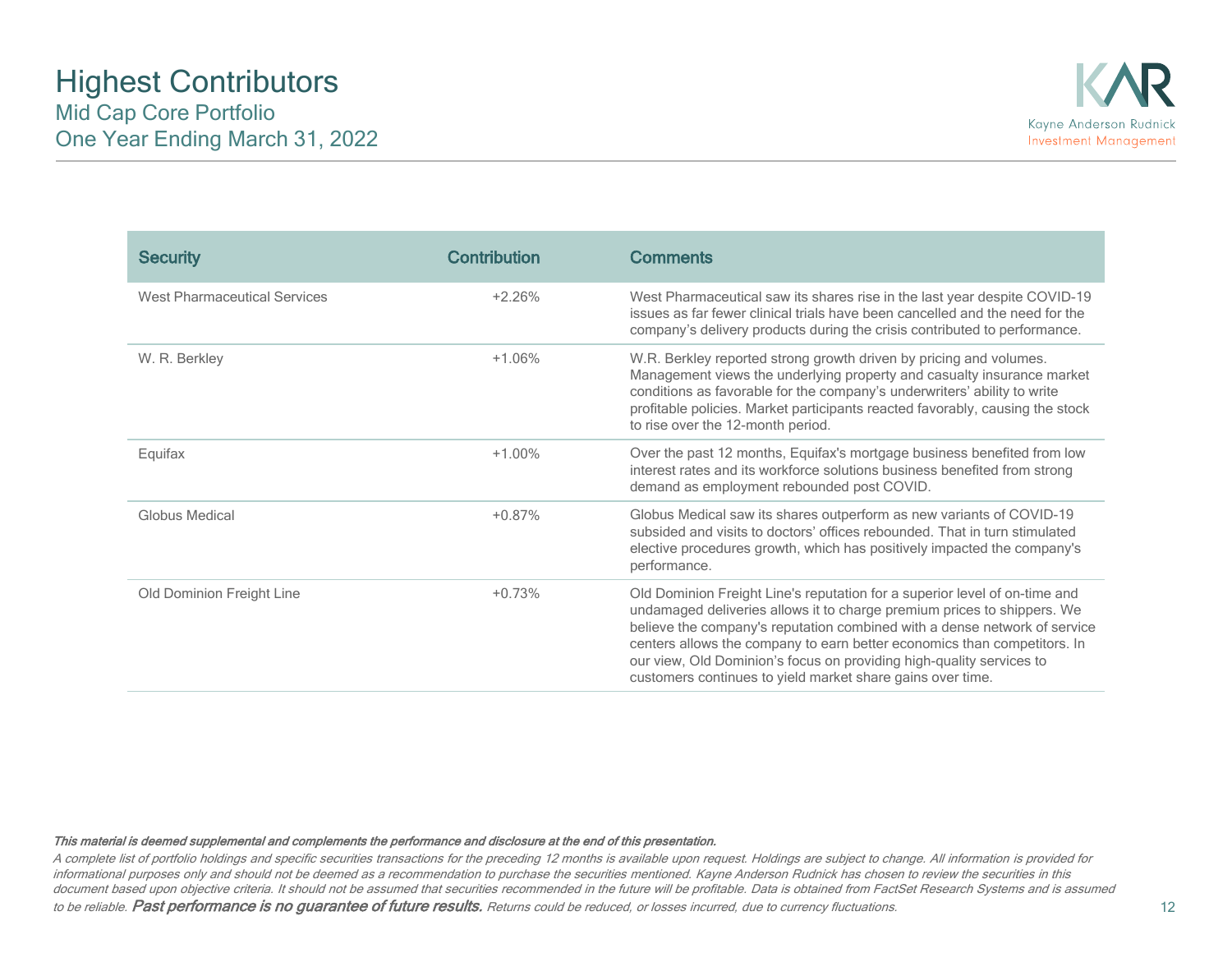# Highest Contributors

## Mid Cap Core Portfolio
## One Year Ending March 31, 2022

| Security | Contribution | Comments |
|---|---|---|
| West Pharmaceutical Services | +2.26% | West Pharmaceutical saw its shares rise in the last year despite COVID-19 issues as far fewer clinical trials have been cancelled and the need for the company's delivery products during the crisis contributed to performance. |
| W. R. Berkley | +1.06% | W.R. Berkley reported strong growth driven by pricing and volumes. Management views the underlying property and casualty insurance market conditions as favorable for the company's underwriters' ability to write profitable policies. Market participants reacted favorably, causing the stock to rise over the 12-month period. |
| Equifax | +1.00% | Over the past 12 months, Equifax's mortgage business benefited from low interest rates and its workforce solutions business benefited from strong demand as employment rebounded post COVID. |
| Globus Medical | +0.87% | Globus Medical saw its shares outperform as new variants of COVID-19 subsided and visits to doctors' offices rebounded. That in turn stimulated elective procedures growth, which has positively impacted the company's performance. |
| Old Dominion Freight Line | +0.73% | Old Dominion Freight Line's reputation for a superior level of on-time and undamaged deliveries allows it to charge premium prices to shippers. We believe the company's reputation combined with a dense network of service centers allows the company to earn better economics than competitors. In our view, Old Dominion's focus on providing high-quality services to customers continues to yield market share gains over time. |

***This material is deemed supplemental and complements the performance and disclosure at the end of this presentation.***

*A complete list of portfolio holdings and specific securities transactions for the preceding 12 months is available upon request. Holdings are subject to change. All information is provided for informational purposes only and should not be deemed as a recommendation to purchase the securities mentioned. Kayne Anderson Rudnick has chosen to review the securities in this document based upon objective criteria. It should not be assumed that securities recommended in the future will be profitable. Data is obtained from FactSet Research Systems and is assumed to be reliable.* ***Past performance is no guarantee of future results.*** *Returns could be reduced, or losses incurred, due to currency fluctuations.*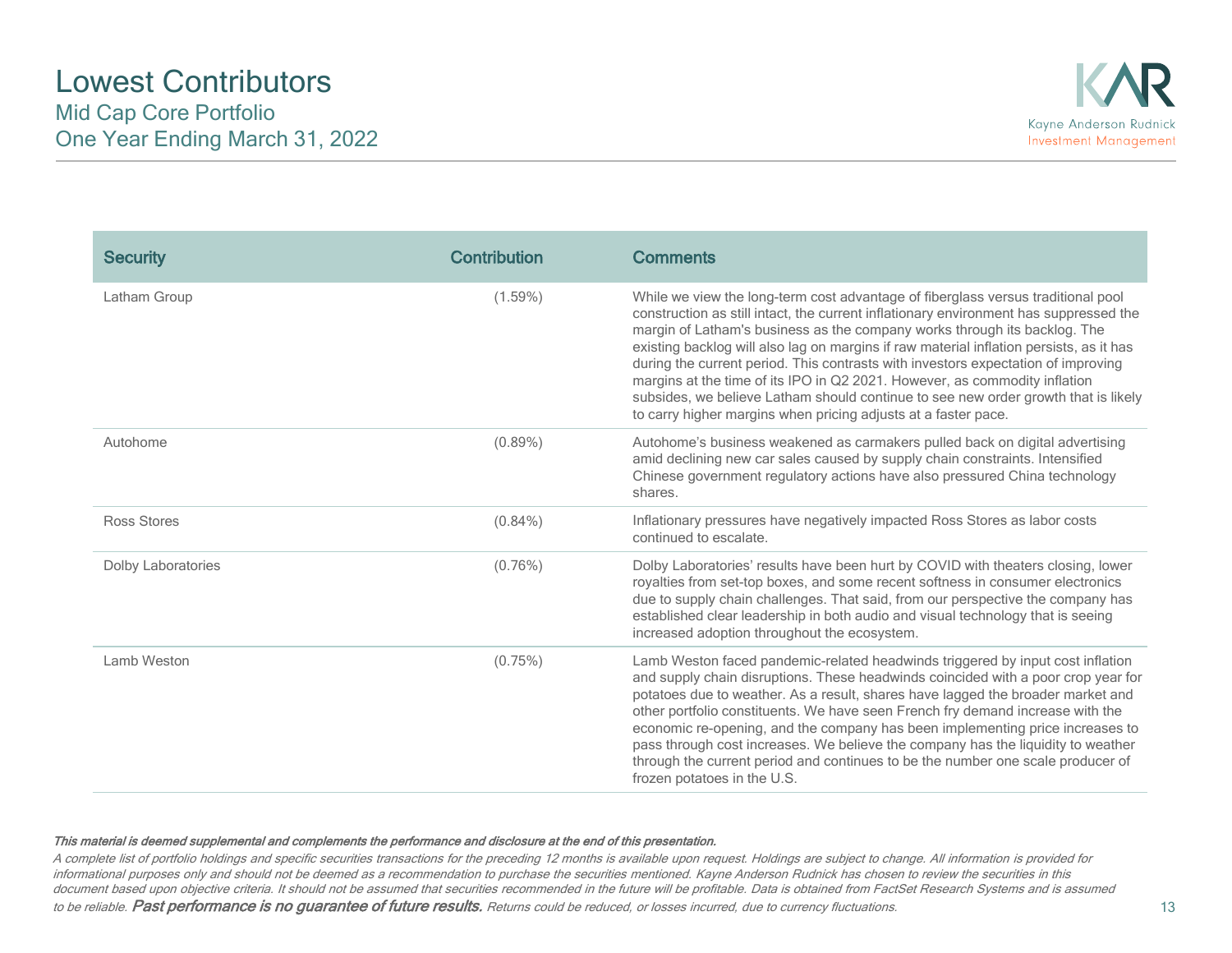# Lowest Contributors

## Mid Cap Core Portfolio
## One Year Ending March 31, 2022

| Security | Contribution | Comments |
|---|---|---|
| Latham Group | (1.59%) | While we view the long-term cost advantage of fiberglass versus traditional pool construction as still intact, the current inflationary environment has suppressed the margin of Latham's business as the company works through its backlog. The existing backlog will also lag on margins if raw material inflation persists, as it has during the current period. This contrasts with investors expectation of improving margins at the time of its IPO in Q2 2021. However, as commodity inflation subsides, we believe Latham should continue to see new order growth that is likely to carry higher margins when pricing adjusts at a faster pace. |
| Autohome | (0.89%) | Autohome's business weakened as carmakers pulled back on digital advertising amid declining new car sales caused by supply chain constraints. Intensified Chinese government regulatory actions have also pressured China technology shares. |
| Ross Stores | (0.84%) | Inflationary pressures have negatively impacted Ross Stores as labor costs continued to escalate. |
| Dolby Laboratories | (0.76%) | Dolby Laboratories' results have been hurt by COVID with theaters closing, lower royalties from set-top boxes, and some recent softness in consumer electronics due to supply chain challenges. That said, from our perspective the company has established clear leadership in both audio and visual technology that is seeing increased adoption throughout the ecosystem. |
| Lamb Weston | (0.75%) | Lamb Weston faced pandemic-related headwinds triggered by input cost inflation and supply chain disruptions. These headwinds coincided with a poor crop year for potatoes due to weather. As a result, shares have lagged the broader market and other portfolio constituents. We have seen French fry demand increase with the economic re-opening, and the company has been implementing price increases to pass through cost increases. We believe the company has the liquidity to weather through the current period and continues to be the number one scale producer of frozen potatoes in the U.S. |

***This material is deemed supplemental and complements the performance and disclosure at the end of this presentation.***

*A complete list of portfolio holdings and specific securities transactions for the preceding 12 months is available upon request. Holdings are subject to change. All information is provided for informational purposes only and should not be deemed as a recommendation to purchase the securities mentioned. Kayne Anderson Rudnick has chosen to review the securities in this document based upon objective criteria. It should not be assumed that securities recommended in the future will be profitable. Data is obtained from FactSet Research Systems and is assumed to be reliable.* ***Past performance is no guarantee of future results.*** *Returns could be reduced, or losses incurred, due to currency fluctuations.*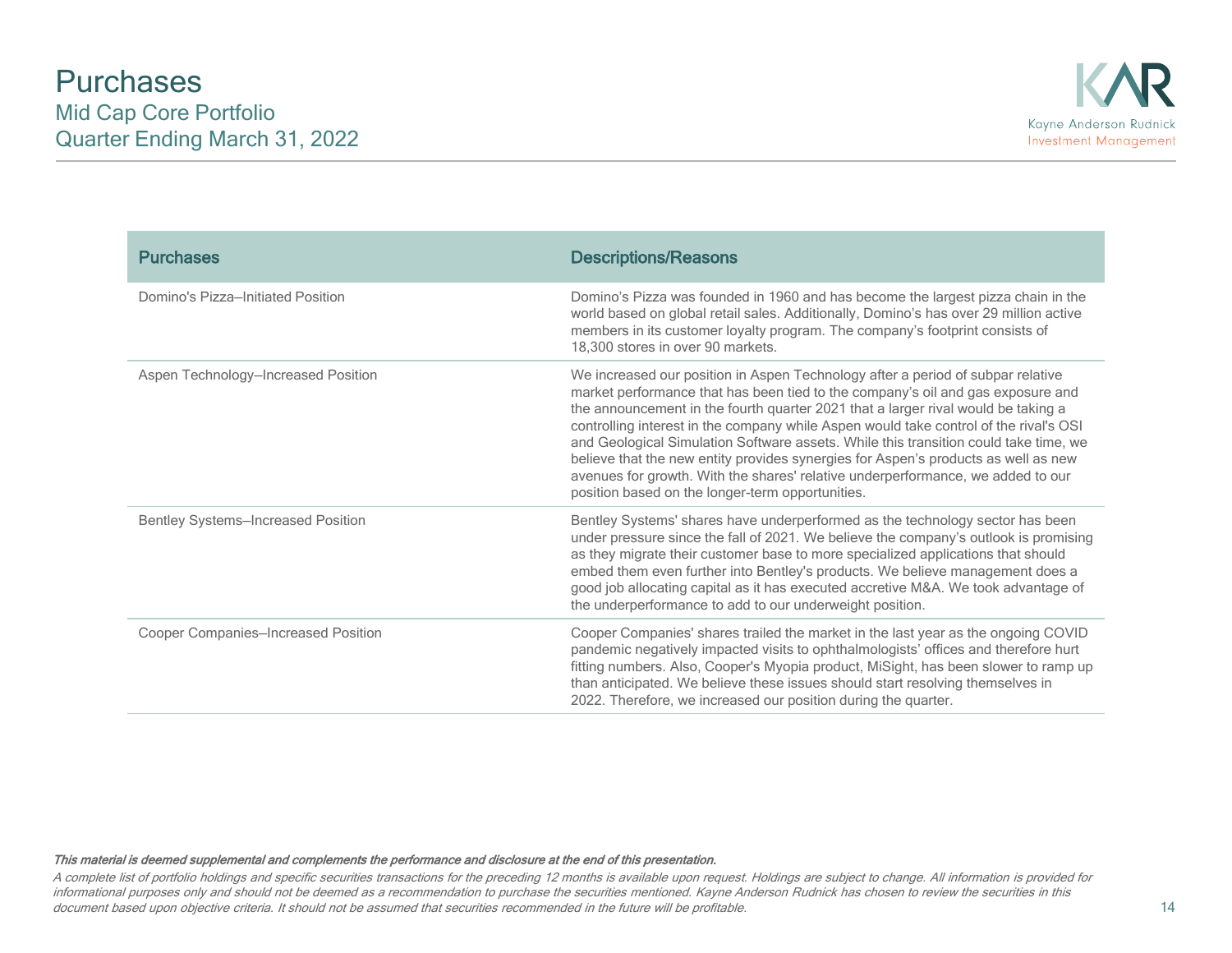# Purchases

## Mid Cap Core Portfolio

## Quarter Ending March 31, 2022

Kayne Anderson Rudnick Investment Management

| Purchases | Descriptions/Reasons |
| --- | --- |
| Domino's Pizza–Initiated Position | Domino's Pizza was founded in 1960 and has become the largest pizza chain in the world based on global retail sales. Additionally, Domino's has over 29 million active members in its customer loyalty program. The company's footprint consists of 18,300 stores in over 90 markets. |
| Aspen Technology–Increased Position | We increased our position in Aspen Technology after a period of subpar relative market performance that has been tied to the company's oil and gas exposure and the announcement in the fourth quarter 2021 that a larger rival would be taking a controlling interest in the company while Aspen would take control of the rival's OSI and Geological Simulation Software assets. While this transition could take time, we believe that the new entity provides synergies for Aspen's products as well as new avenues for growth. With the shares' relative underperformance, we added to our position based on the longer-term opportunities. |
| Bentley Systems–Increased Position | Bentley Systems' shares have underperformed as the technology sector has been under pressure since the fall of 2021. We believe the company's outlook is promising as they migrate their customer base to more specialized applications that should embed them even further into Bentley's products. We believe management does a good job allocating capital as it has executed accretive M&A. We took advantage of the underperformance to add to our underweight position. |
| Cooper Companies–Increased Position | Cooper Companies' shares trailed the market in the last year as the ongoing COVID pandemic negatively impacted visits to ophthalmologists' offices and therefore hurt fitting numbers. Also, Cooper's Myopia product, MiSight, has been slower to ramp up than anticipated. We believe these issues should start resolving themselves in 2022. Therefore, we increased our position during the quarter. |

***This material is deemed supplemental and complements the performance and disclosure at the end of this presentation.***

*A complete list of portfolio holdings and specific securities transactions for the preceding 12 months is available upon request. Holdings are subject to change. All information is provided for informational purposes only and should not be deemed as a recommendation to purchase the securities mentioned. Kayne Anderson Rudnick has chosen to review the securities in this document based upon objective criteria. It should not be assumed that securities recommended in the future will be profitable.*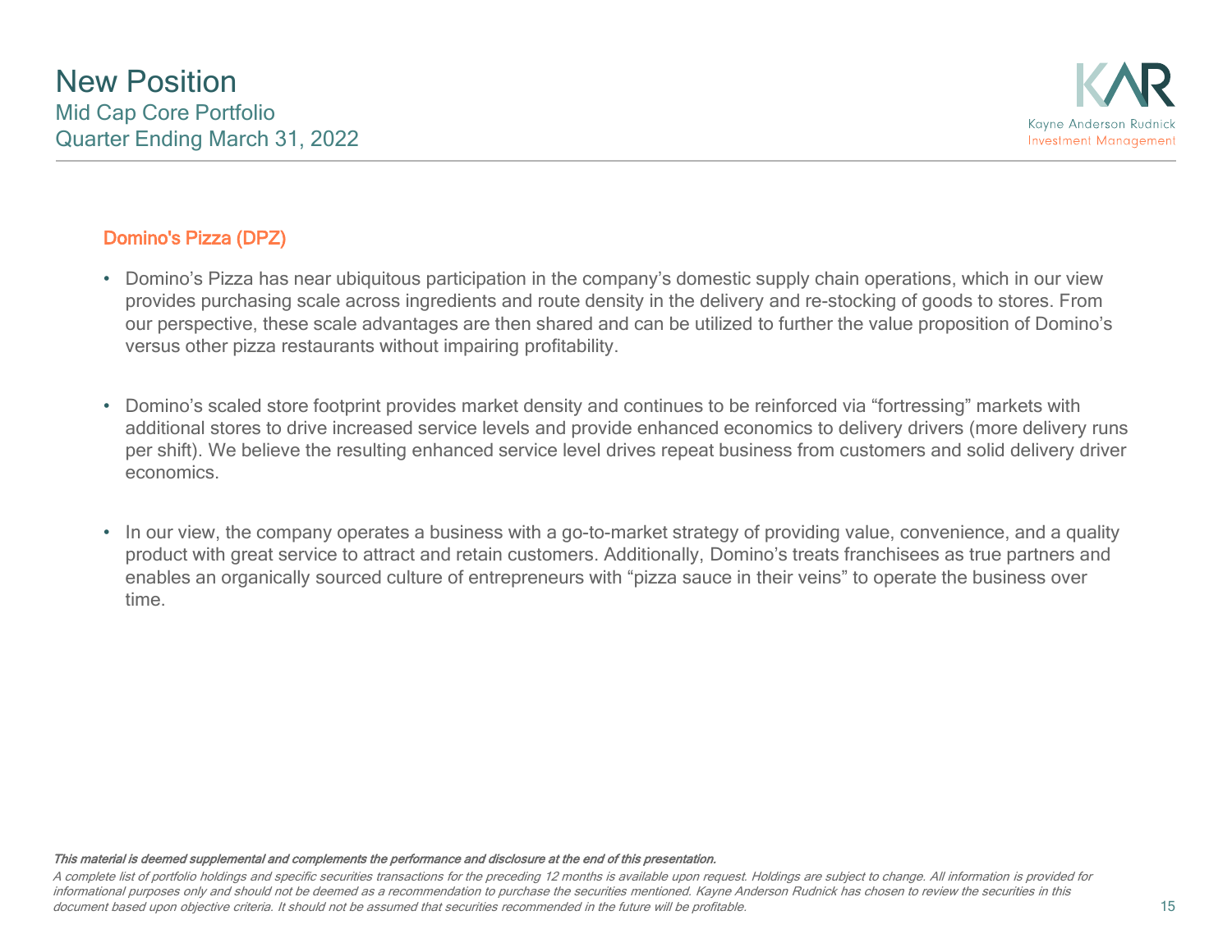# New Position

## Mid Cap Core Portfolio
## Quarter Ending March 31, 2022

Kayne Anderson Rudnick
Investment Management

### Domino's Pizza (DPZ)

- Domino's Pizza has near ubiquitous participation in the company's domestic supply chain operations, which in our view provides purchasing scale across ingredients and route density in the delivery and re-stocking of goods to stores. From our perspective, these scale advantages are then shared and can be utilized to further the value proposition of Domino's versus other pizza restaurants without impairing profitability.

- Domino's scaled store footprint provides market density and continues to be reinforced via "fortressing" markets with additional stores to drive increased service levels and provide enhanced economics to delivery drivers (more delivery runs per shift). We believe the resulting enhanced service level drives repeat business from customers and solid delivery driver economics.

- In our view, the company operates a business with a go-to-market strategy of providing value, convenience, and a quality product with great service to attract and retain customers. Additionally, Domino's treats franchisees as true partners and enables an organically sourced culture of entrepreneurs with "pizza sauce in their veins" to operate the business over time.

***This material is deemed supplemental and complements the performance and disclosure at the end of this presentation.***

*A complete list of portfolio holdings and specific securities transactions for the preceding 12 months is available upon request. Holdings are subject to change. All information is provided for informational purposes only and should not be deemed as a recommendation to purchase the securities mentioned. Kayne Anderson Rudnick has chosen to review the securities in this document based upon objective criteria. It should not be assumed that securities recommended in the future will be profitable.*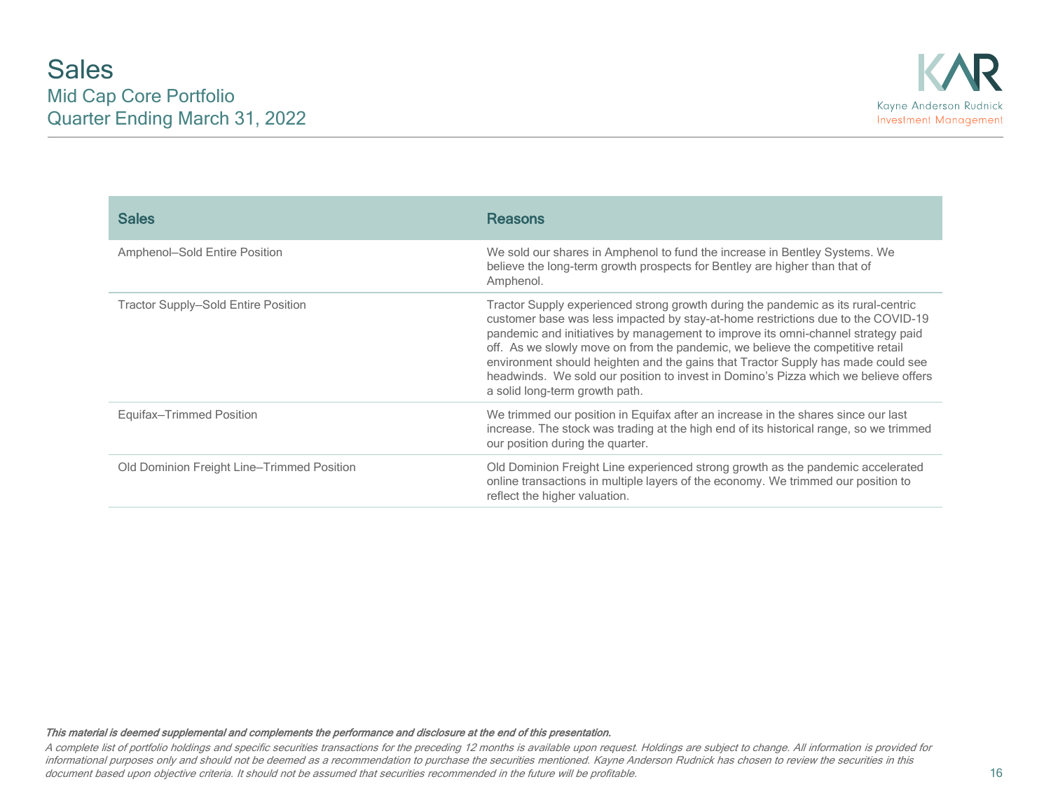# Sales

## Mid Cap Core Portfolio
## Quarter Ending March 31, 2022

| Sales | Reasons |
| --- | --- |
| Amphenol–Sold Entire Position | We sold our shares in Amphenol to fund the increase in Bentley Systems. We believe the long-term growth prospects for Bentley are higher than that of Amphenol. |
| Tractor Supply–Sold Entire Position | Tractor Supply experienced strong growth during the pandemic as its rural-centric customer base was less impacted by stay-at-home restrictions due to the COVID-19 pandemic and initiatives by management to improve its omni-channel strategy paid off. As we slowly move on from the pandemic, we believe the competitive retail environment should heighten and the gains that Tractor Supply has made could see headwinds. We sold our position to invest in Domino's Pizza which we believe offers a solid long-term growth path. |
| Equifax–Trimmed Position | We trimmed our position in Equifax after an increase in the shares since our last increase. The stock was trading at the high end of its historical range, so we trimmed our position during the quarter. |
| Old Dominion Freight Line–Trimmed Position | Old Dominion Freight Line experienced strong growth as the pandemic accelerated online transactions in multiple layers of the economy. We trimmed our position to reflect the higher valuation. |

***This material is deemed supplemental and complements the performance and disclosure at the end of this presentation.***

*A complete list of portfolio holdings and specific securities transactions for the preceding 12 months is available upon request. Holdings are subject to change. All information is provided for informational purposes only and should not be deemed as a recommendation to purchase the securities mentioned. Kayne Anderson Rudnick has chosen to review the securities in this document based upon objective criteria. It should not be assumed that securities recommended in the future will be profitable.*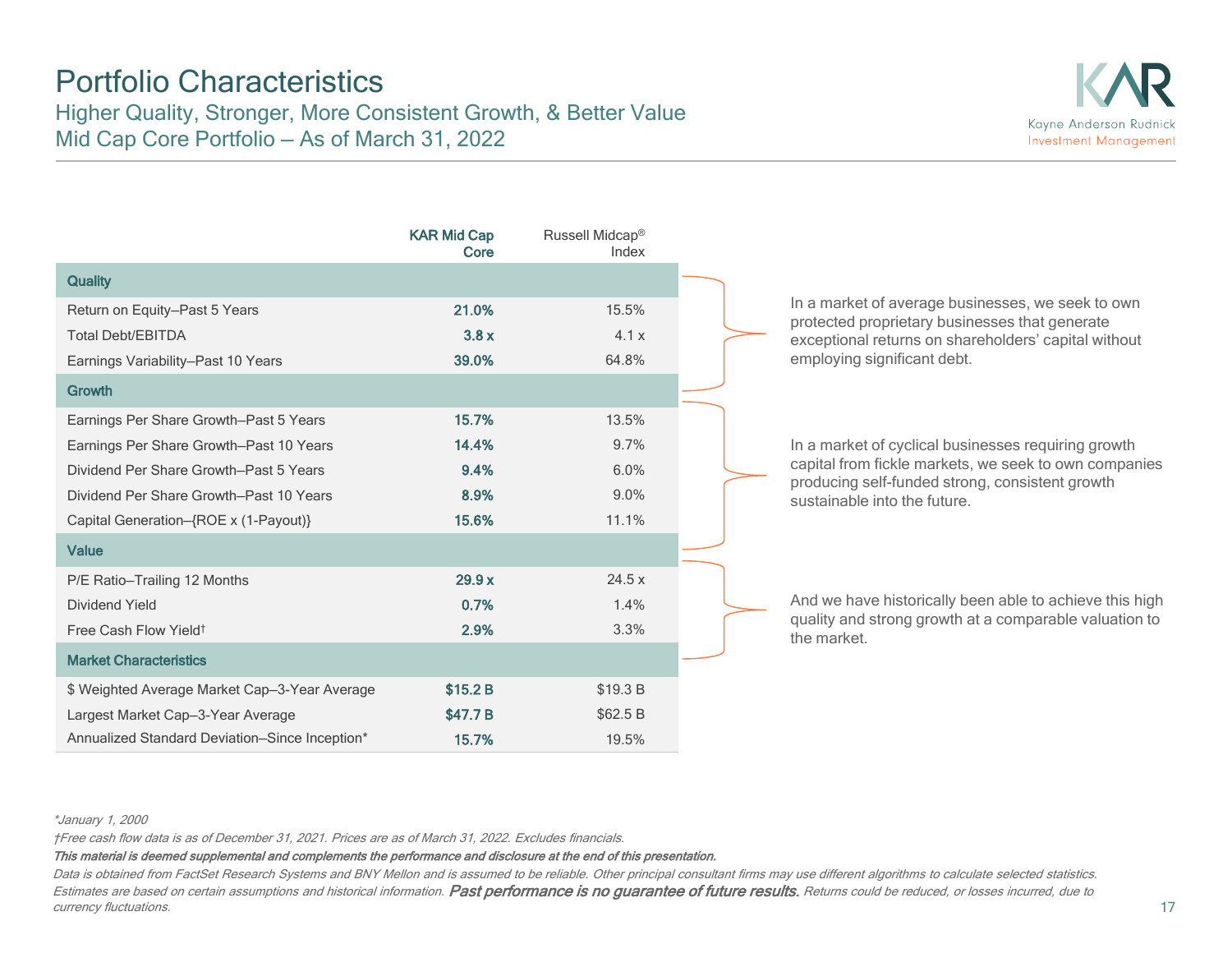# Portfolio Characteristics

## Higher Quality, Stronger, More Consistent Growth, & Better Value
## Mid Cap Core Portfolio – As of March 31, 2022

| | KAR Mid Cap Core | Russell Midcap® Index |
|---|---|---|
| **Quality** | | |
| Return on Equity–Past 5 Years | **21.0%** | 15.5% |
| Total Debt/EBITDA | **3.8 x** | 4.1 x |
| Earnings Variability–Past 10 Years | **39.0%** | 64.8% |
| **Growth** | | |
| Earnings Per Share Growth–Past 5 Years | **15.7%** | 13.5% |
| Earnings Per Share Growth–Past 10 Years | **14.4%** | 9.7% |
| Dividend Per Share Growth–Past 5 Years | **9.4%** | 6.0% |
| Dividend Per Share Growth–Past 10 Years | **8.9%** | 9.0% |
| Capital Generation–{ROE x (1-Payout)} | **15.6%** | 11.1% |
| **Value** | | |
| P/E Ratio–Trailing 12 Months | **29.9 x** | 24.5 x |
| Dividend Yield | **0.7%** | 1.4% |
| Free Cash Flow Yield† | **2.9%** | 3.3% |
| **Market Characteristics** | | |
| $ Weighted Average Market Cap–3-Year Average | **$15.2 B** | $19.3 B |
| Largest Market Cap–3-Year Average | **$47.7 B** | $62.5 B |
| Annualized Standard Deviation–Since Inception* | **15.7%** | 19.5% |

In a market of average businesses, we seek to own protected proprietary businesses that generate exceptional returns on shareholders' capital without employing significant debt.

In a market of cyclical businesses requiring growth capital from fickle markets, we seek to own companies producing self-funded strong, consistent growth sustainable into the future.

And we have historically been able to achieve this high quality and strong growth at a comparable valuation to the market.

*\*January 1, 2000*

*†Free cash flow data is as of December 31, 2021. Prices are as of March 31, 2022. Excludes financials.*

***This material is deemed supplemental and complements the performance and disclosure at the end of this presentation.***

*Data is obtained from FactSet Research Systems and BNY Mellon and is assumed to be reliable. Other principal consultant firms may use different algorithms to calculate selected statistics. Estimates are based on certain assumptions and historical information.* ***Past performance is no guarantee of future results.*** *Returns could be reduced, or losses incurred, due to currency fluctuations.*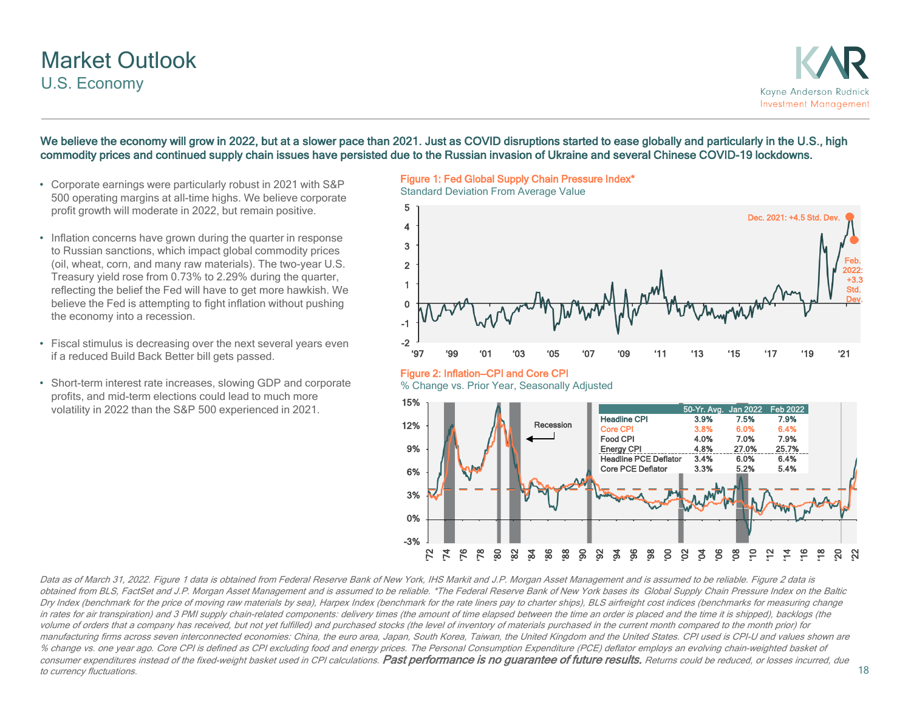# Market Outlook

## U.S. Economy

**We believe the economy will grow in 2022, but at a slower pace than 2021. Just as COVID disruptions started to ease globally and particularly in the U.S., high commodity prices and continued supply chain issues have persisted due to the Russian invasion of Ukraine and several Chinese COVID-19 lockdowns.**

- Corporate earnings were particularly robust in 2021 with S&P 500 operating margins at all-time highs. We believe corporate profit growth will moderate in 2022, but remain positive.
- Inflation concerns have grown during the quarter in response to Russian sanctions, which impact global commodity prices (oil, wheat, corn, and many raw materials). The two-year U.S. Treasury yield rose from 0.73% to 2.29% during the quarter, reflecting the belief the Fed will have to get more hawkish. We believe the Fed is attempting to fight inflation without pushing the economy into a recession.
- Fiscal stimulus is decreasing over the next several years even if a reduced Build Back Better bill gets passed.
- Short-term interest rate increases, slowing GDP and corporate profits, and mid-term elections could lead to much more volatility in 2022 than the S&P 500 experienced in 2021.

**Figure 1: Fed Global Supply Chain Pressure Index***

Standard Deviation From Average Value

Dec. 2021: +4.5 Std. Dev.

Feb. 2022: +3.3 Std. Dev.

**Figure 2: Inflation—CPI and Core CPI**

% Change vs. Prior Year, Seasonally Adjusted

| | 50-Yr. Avg. | Jan 2022 | Feb 2022 |
|---|---|---|---|
| Headline CPI | 3.9% | 7.5% | 7.9% |
| Core CPI | 3.8% | 6.0% | 6.4% |
| Food CPI | 4.0% | 7.0% | 7.9% |
| Energy CPI | 4.8% | 27.0% | 25.7% |
| Headline PCE Deflator | 3.4% | 6.0% | 6.4% |
| Core PCE Deflator | 3.3% | 5.2% | 5.4% |

*Data as of March 31, 2022. Figure 1 data is obtained from Federal Reserve Bank of New York, IHS Markit and J.P. Morgan Asset Management and is assumed to be reliable. Figure 2 data is obtained from BLS, FactSet and J.P. Morgan Asset Management and is assumed to be reliable. *The Federal Reserve Bank of New York bases its Global Supply Chain Pressure Index on the Baltic Dry Index (benchmark for the price of moving raw materials by sea), Harpex Index (benchmark for the rate liners pay to charter ships), BLS airfreight cost indices (benchmarks for measuring change in rates for air transpiration) and 3 PMI supply chain-related components: delivery times (the amount of time elapsed between the time an order is placed and the time it is shipped), backlogs (the volume of orders that a company has received, but not yet fulfilled) and purchased stocks (the level of inventory of materials purchased in the current month compared to the month prior) for manufacturing firms across seven interconnected economies: China, the euro area, Japan, South Korea, Taiwan, the United Kingdom and the United States. CPI used is CPI-U and values shown are % change vs. one year ago. Core CPI is defined as CPI excluding food and energy prices. The Personal Consumption Expenditure (PCE) deflator employs an evolving chain-weighted basket of consumer expenditures instead of the fixed-weight basket used in CPI calculations.* ***Past performance is no guarantee of future results.*** *Returns could be reduced, or losses incurred, due to currency fluctuations.*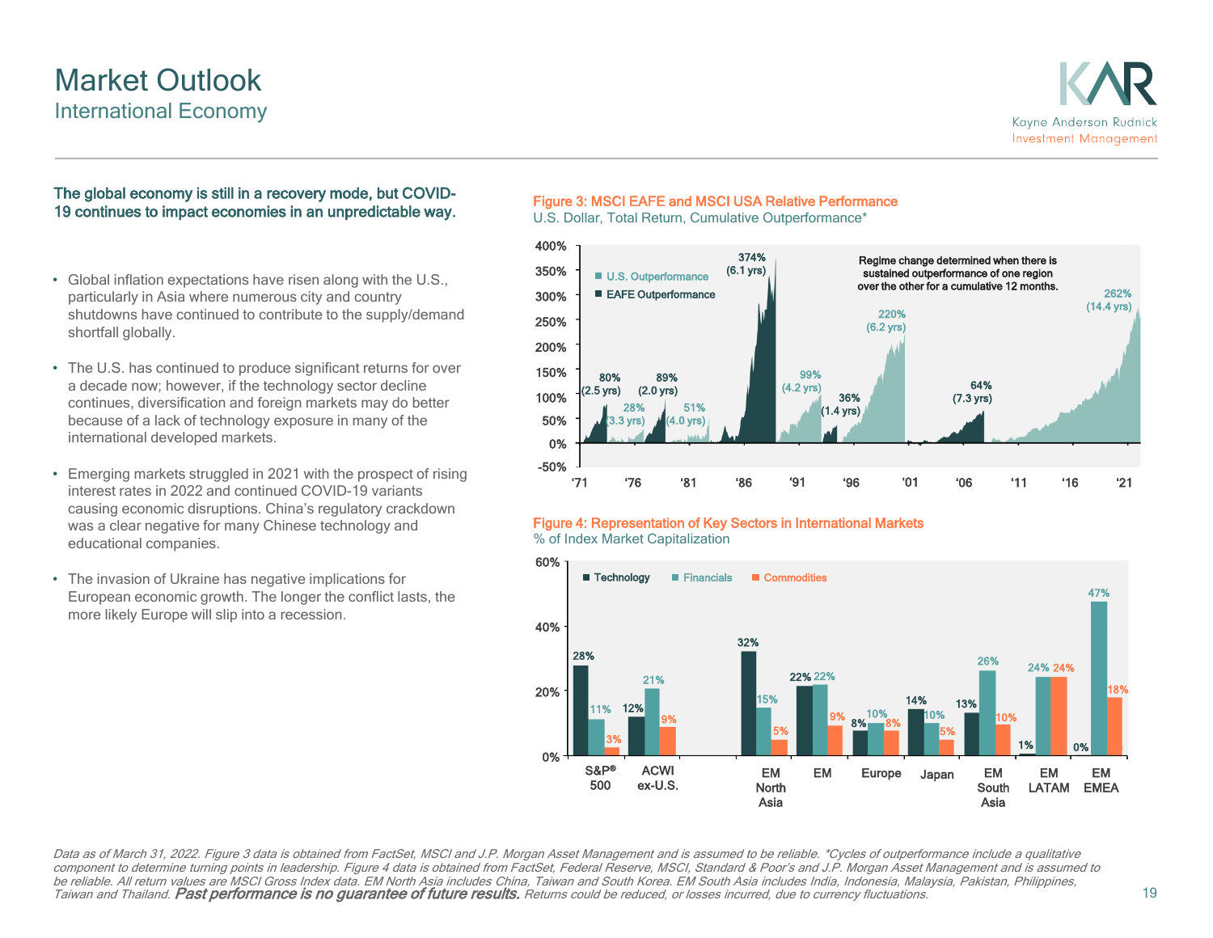# Market Outlook

## International Economy

**The global economy is still in a recovery mode, but COVID-19 continues to impact economies in an unpredictable way.**

- Global inflation expectations have risen along with the U.S., particularly in Asia where numerous city and country shutdowns have continued to contribute to the supply/demand shortfall globally.
- The U.S. has continued to produce significant returns for over a decade now; however, if the technology sector decline continues, diversification and foreign markets may do better because of a lack of technology exposure in many of the international developed markets.
- Emerging markets struggled in 2021 with the prospect of rising interest rates in 2022 and continued COVID-19 variants causing economic disruptions. China's regulatory crackdown was a clear negative for many Chinese technology and educational companies.
- The invasion of Ukraine has negative implications for European economic growth. The longer the conflict lasts, the more likely Europe will slip into a recession.

**Figure 3: MSCI EAFE and MSCI USA Relative Performance**

U.S. Dollar, Total Return, Cumulative Outperformance*

Regime change determined when there is sustained outperformance of one region over the other for a cumulative 12 months.

| Period start (approx.) | Outperformer | Cumulative Outperformance | Duration |
|---|---|---|---|
| '71 | EAFE | 80% | 2.5 yrs |
| '74 | U.S. | 28% | 3.3 yrs |
| '77 | EAFE | 89% | 2.0 yrs |
| '79 | U.S. | 51% | 4.0 yrs |
| '83 | EAFE | 374% | 6.1 yrs |
| '89 | U.S. | 99% | 4.2 yrs |
| '93 | EAFE | 36% | 1.4 yrs |
| '95 | U.S. | 220% | 6.2 yrs |
| '01 | EAFE | 64% | 7.3 yrs |
| '08 | U.S. | 262% | 14.4 yrs |

**Figure 4: Representation of Key Sectors in International Markets**

% of Index Market Capitalization

| | Technology | Financials | Commodities |
|---|---|---|---|
| S&P® 500 | 28% | 11% | 3% |
| ACWI ex-U.S. | 12% | 21% | 9% |
| EM North Asia | 32% | 15% | 5% |
| EM | 22% | 22% | 9% |
| Europe | 8% | 10% | 8% |
| Japan | 14% | 10% | 5% |
| EM South Asia | 13% | 26% | 10% |
| EM LATAM | 1% | 24% | 24% |
| EM EMEA | 0% | 47% | 18% |

*Data as of March 31, 2022. Figure 3 data is obtained from FactSet, MSCI and J.P. Morgan Asset Management and is assumed to be reliable. \*Cycles of outperformance include a qualitative component to determine turning points in leadership. Figure 4 data is obtained from FactSet, Federal Reserve, MSCI, Standard & Poor's and J.P. Morgan Asset Management and is assumed to be reliable. All return values are MSCI Gross Index data. EM North Asia includes China, Taiwan and South Korea. EM South Asia includes India, Indonesia, Malaysia, Pakistan, Philippines, Taiwan and Thailand.* ***Past performance is no guarantee of future results.*** *Returns could be reduced, or losses incurred, due to currency fluctuations.*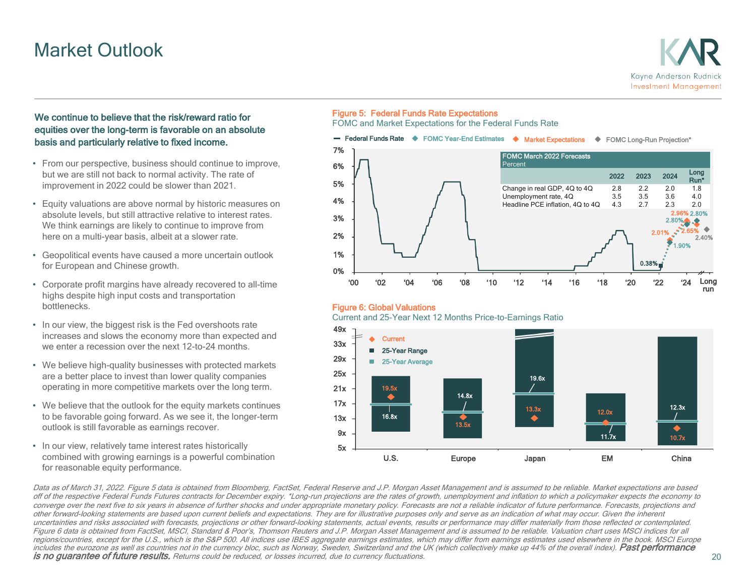# Market Outlook

**We continue to believe that the risk/reward ratio for equities over the long-term is favorable on an absolute basis and particularly relative to fixed income.**

- From our perspective, business should continue to improve, but we are still not back to normal activity. The rate of improvement in 2022 could be slower than 2021.
- Equity valuations are above normal by historic measures on absolute levels, but still attractive relative to interest rates. We think earnings are likely to continue to improve from here on a multi-year basis, albeit at a slower rate.
- Geopolitical events have caused a more uncertain outlook for European and Chinese growth.
- Corporate profit margins have already recovered to all-time highs despite high input costs and transportation bottlenecks.
- In our view, the biggest risk is the Fed overshoots rate increases and slows the economy more than expected and we enter a recession over the next 12-to-24 months.
- We believe high-quality businesses with protected markets are a better place to invest than lower quality companies operating in more competitive markets over the long term.
- We believe that the outlook for the equity markets continues to be favorable going forward. As we see it, the longer-term outlook is still favorable as earnings recover.
- In our view, relatively tame interest rates historically combined with growing earnings is a powerful combination for reasonable equity performance.

**Figure 5: Federal Funds Rate Expectations**

FOMC and Market Expectations for the Federal Funds Rate

Legend: Federal Funds Rate; FOMC Year-End Estimates; Market Expectations; FOMC Long-Run Projection*

FOMC March 2022 Forecasts (Percent)

| | 2022 | 2023 | 2024 | Long Run* |
|---|---|---|---|---|
| Change in real GDP, 4Q to 4Q | 2.8 | 2.2 | 2.0 | 1.8 |
| Unemployment rate, 4Q | 3.5 | 3.5 | 3.6 | 4.0 |
| Headline PCE inflation, 4Q to 4Q | 4.3 | 2.7 | 2.3 | 2.0 |

Chart labels: 0.38%; 2.01%; 1.90%; 2.80%; 2.96%; 2.65%; 2.80%; 2.40%. X-axis: '00 '02 '04 '06 '08 '10 '12 '14 '16 '18 '20 '22 '24 Long run. Y-axis: 0%–7%.

**Figure 6: Global Valuations**

Current and 25-Year Next 12 Months Price-to-Earnings Ratio

Legend: Current; 25-Year Range; 25-Year Average

| | Current | 25-Year Average |
|---|---|---|
| U.S. | 19.5x | 16.8x |
| Europe | 13.5x | 14.8x |
| Japan | 13.3x | 19.6x |
| EM | 12.0x | 11.7x |
| China | 10.7x | 12.3x |

*Data as of March 31, 2022. Figure 5 data is obtained from Bloomberg, FactSet, Federal Reserve and J.P. Morgan Asset Management and is assumed to be reliable. Market expectations are based off of the respective Federal Funds Futures contracts for December expiry. \*Long-run projections are the rates of growth, unemployment and inflation to which a policymaker expects the economy to converge over the next five to six years in absence of further shocks and under appropriate monetary policy. Forecasts are not a reliable indicator of future performance. Forecasts, projections and other forward-looking statements are based upon current beliefs and expectations. They are for illustrative purposes only and serve as an indication of what may occur. Given the inherent uncertainties and risks associated with forecasts, projections or other forward-looking statements, actual events, results or performance may differ materially from those reflected or contemplated. Figure 6 data is obtained from FactSet, MSCI, Standard & Poor's, Thomson Reuters and J.P. Morgan Asset Management and is assumed to be reliable. Valuation chart uses MSCI indices for all regions/countries, except for the U.S., which is the S&P 500. All indices use IBES aggregate earnings estimates, which may differ from earnings estimates used elsewhere in the book. MSCI Europe includes the eurozone as well as countries not in the currency bloc, such as Norway, Sweden, Switzerland and the UK (which collectively make up 44% of the overall index).* ***Past performance is no guarantee of future results.*** *Returns could be reduced, or losses incurred, due to currency fluctuations.*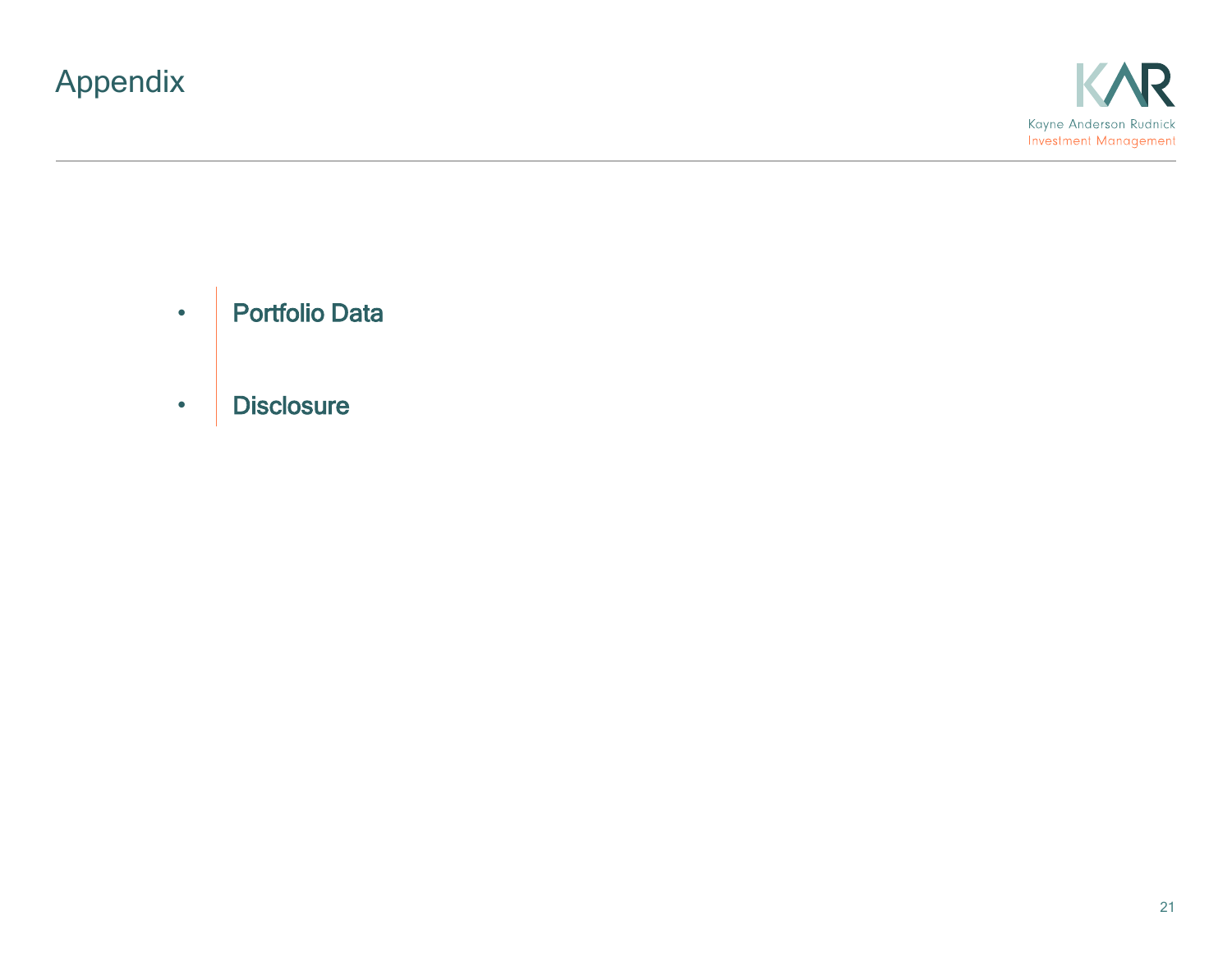# Appendix

- Portfolio Data
- Disclosure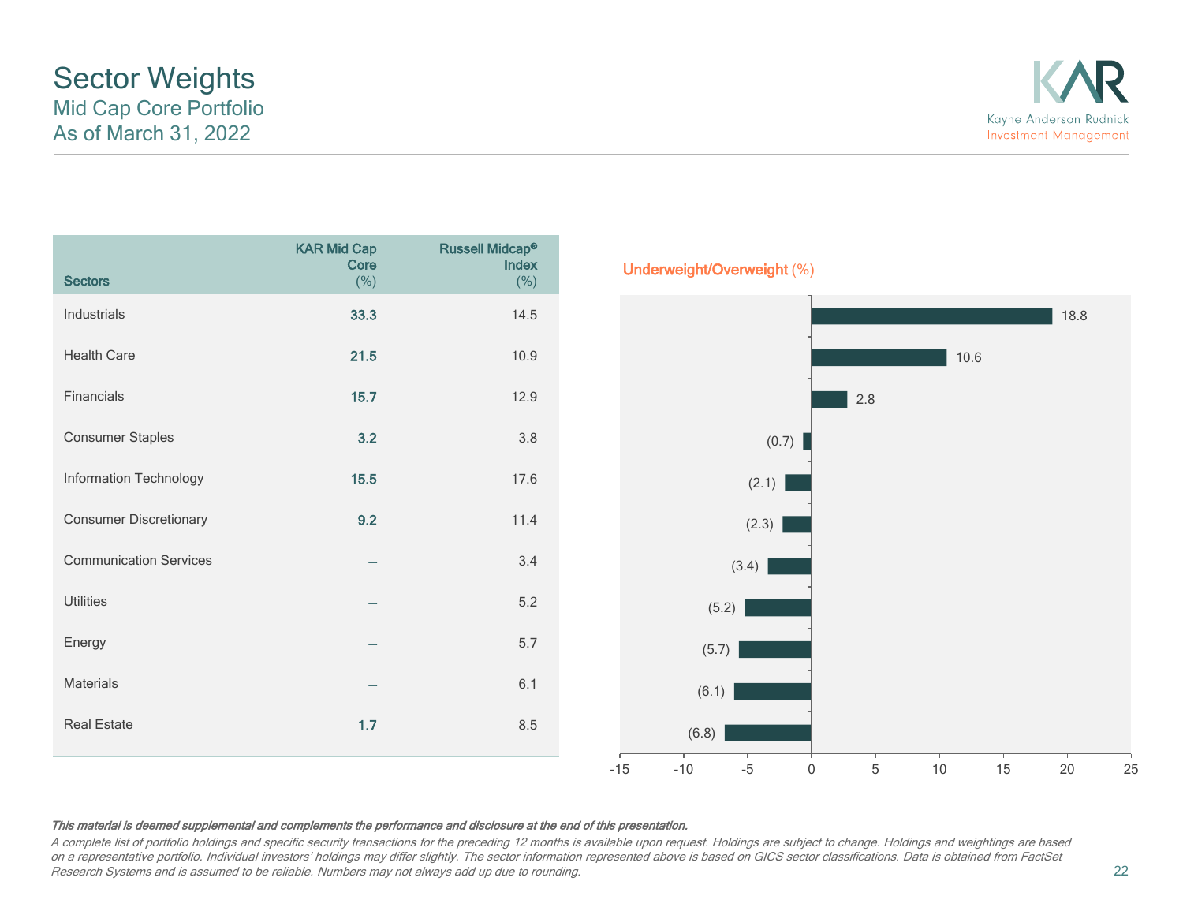# Sector Weights

## Mid Cap Core Portfolio
## As of March 31, 2022

| Sectors | KAR Mid Cap Core (%) | Russell Midcap® Index (%) |
|---|---|---|
| Industrials | **33.3** | 14.5 |
| Health Care | **21.5** | 10.9 |
| Financials | **15.7** | 12.9 |
| Consumer Staples | **3.2** | 3.8 |
| Information Technology | **15.5** | 17.6 |
| Consumer Discretionary | **9.2** | 11.4 |
| Communication Services | – | 3.4 |
| Utilities | – | 5.2 |
| Energy | – | 5.7 |
| Materials | – | 6.1 |
| Real Estate | **1.7** | 8.5 |

**Underweight/Overweight** (%)

| Sectors | Underweight/Overweight (%) |
|---|---|
| Industrials | 18.8 |
| Health Care | 10.6 |
| Financials | 2.8 |
| Consumer Staples | (0.7) |
| Information Technology | (2.1) |
| Consumer Discretionary | (2.3) |
| Communication Services | (3.4) |
| Utilities | (5.2) |
| Energy | (5.7) |
| Materials | (6.1) |
| Real Estate | (6.8) |

***This material is deemed supplemental and complements the performance and disclosure at the end of this presentation.***

*A complete list of portfolio holdings and specific security transactions for the preceding 12 months is available upon request. Holdings are subject to change. Holdings and weightings are based on a representative portfolio. Individual investors' holdings may differ slightly. The sector information represented above is based on GICS sector classifications. Data is obtained from FactSet Research Systems and is assumed to be reliable. Numbers may not always add up due to rounding.*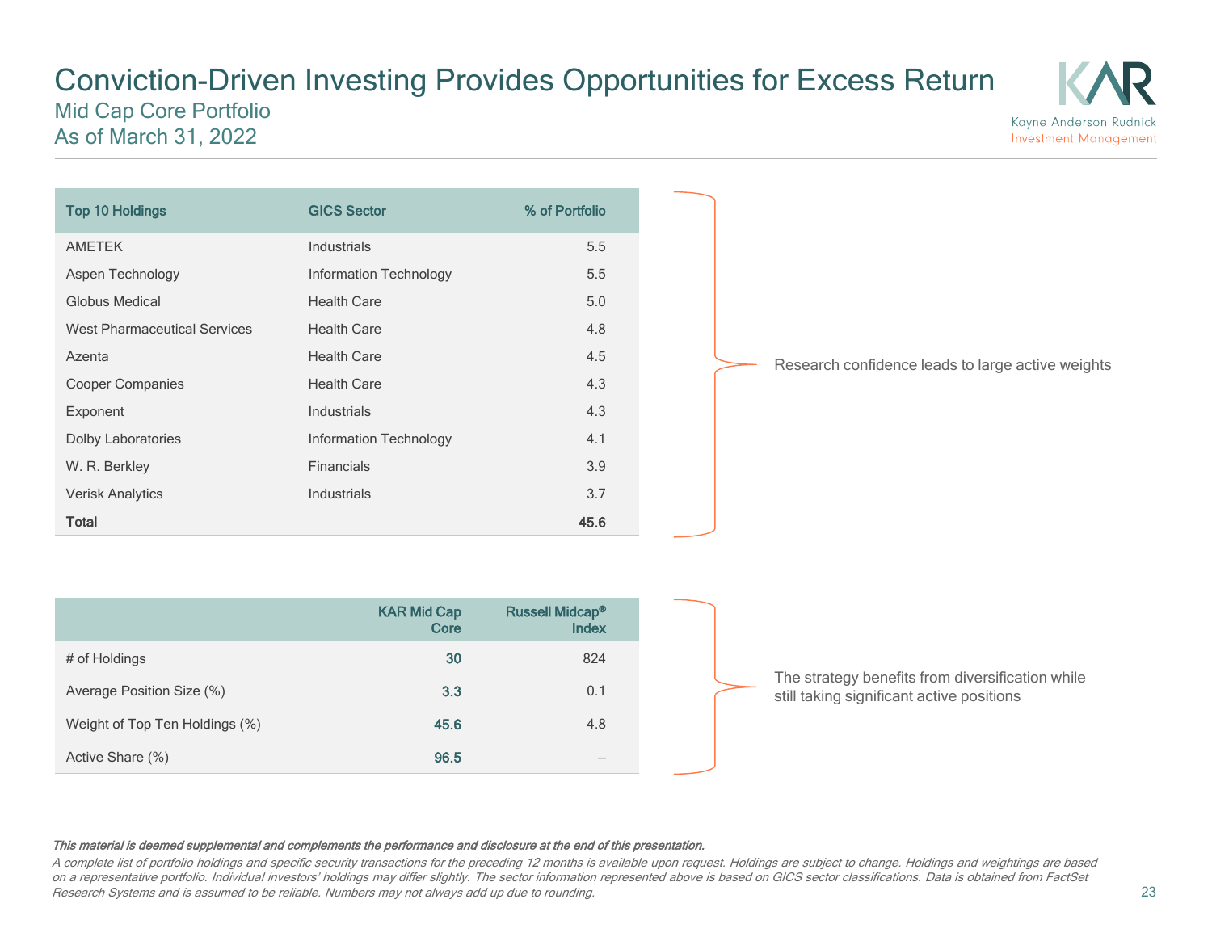# Conviction-Driven Investing Provides Opportunities for Excess Return

## Mid Cap Core Portfolio
## As of March 31, 2022

| Top 10 Holdings | GICS Sector | % of Portfolio |
|---|---|---|
| AMETEK | Industrials | 5.5 |
| Aspen Technology | Information Technology | 5.5 |
| Globus Medical | Health Care | 5.0 |
| West Pharmaceutical Services | Health Care | 4.8 |
| Azenta | Health Care | 4.5 |
| Cooper Companies | Health Care | 4.3 |
| Exponent | Industrials | 4.3 |
| Dolby Laboratories | Information Technology | 4.1 |
| W. R. Berkley | Financials | 3.9 |
| Verisk Analytics | Industrials | 3.7 |
| **Total** | | **45.6** |

Research confidence leads to large active weights

| | KAR Mid Cap Core | Russell Midcap® Index |
|---|---|---|
| # of Holdings | **30** | 824 |
| Average Position Size (%) | **3.3** | 0.1 |
| Weight of Top Ten Holdings (%) | **45.6** | 4.8 |
| Active Share (%) | **96.5** | – |

The strategy benefits from diversification while still taking significant active positions

***This material is deemed supplemental and complements the performance and disclosure at the end of this presentation.***

*A complete list of portfolio holdings and specific security transactions for the preceding 12 months is available upon request. Holdings are subject to change. Holdings and weightings are based on a representative portfolio. Individual investors' holdings may differ slightly. The sector information represented above is based on GICS sector classifications. Data is obtained from FactSet Research Systems and is assumed to be reliable. Numbers may not always add up due to rounding.*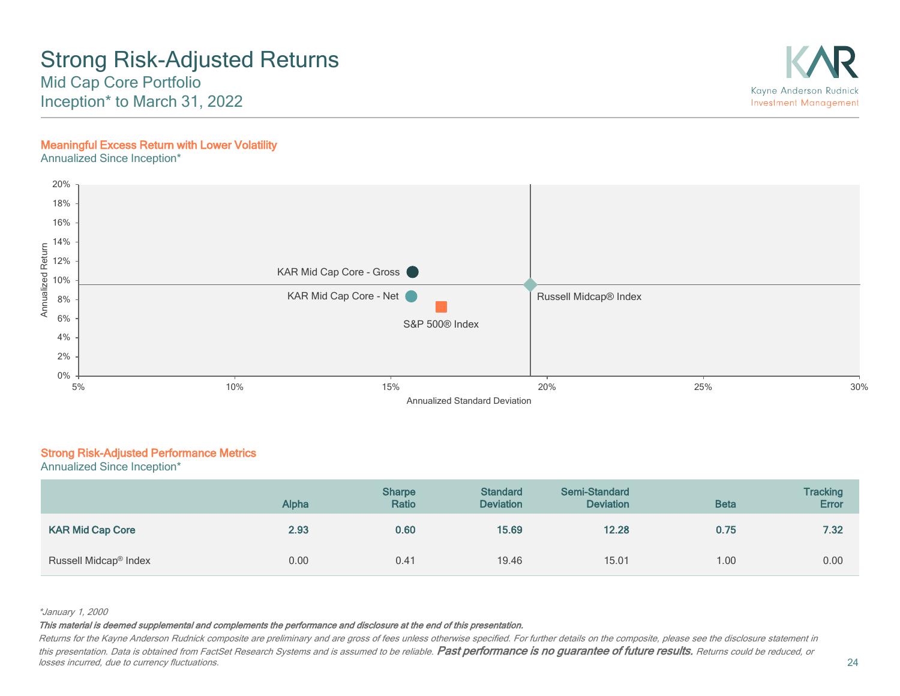# Strong Risk-Adjusted Returns

## Mid Cap Core Portfolio
## Inception* to March 31, 2022

Kayne Anderson Rudnick
Investment Management

### Meaningful Excess Return with Lower Volatility

Annualized Since Inception*

Annualized Return (y-axis: 0%–20%) vs. Annualized Standard Deviation (x-axis: 5%–30%)

- KAR Mid Cap Core - Gross
- KAR Mid Cap Core - Net
- S&P 500® Index
- Russell Midcap® Index

### Strong Risk-Adjusted Performance Metrics

Annualized Since Inception*

| | Alpha | Sharpe Ratio | Standard Deviation | Semi-Standard Deviation | Beta | Tracking Error |
|---|---|---|---|---|---|---|
| **KAR Mid Cap Core** | **2.93** | **0.60** | **15.69** | **12.28** | **0.75** | **7.32** |
| Russell Midcap® Index | 0.00 | 0.41 | 19.46 | 15.01 | 1.00 | 0.00 |

*\*January 1, 2000*

***This material is deemed supplemental and complements the performance and disclosure at the end of this presentation.***

*Returns for the Kayne Anderson Rudnick composite are preliminary and are gross of fees unless otherwise specified. For further details on the composite, please see the disclosure statement in this presentation. Data is obtained from FactSet Research Systems and is assumed to be reliable.* ***Past performance is no guarantee of future results.*** *Returns could be reduced, or losses incurred, due to currency fluctuations.*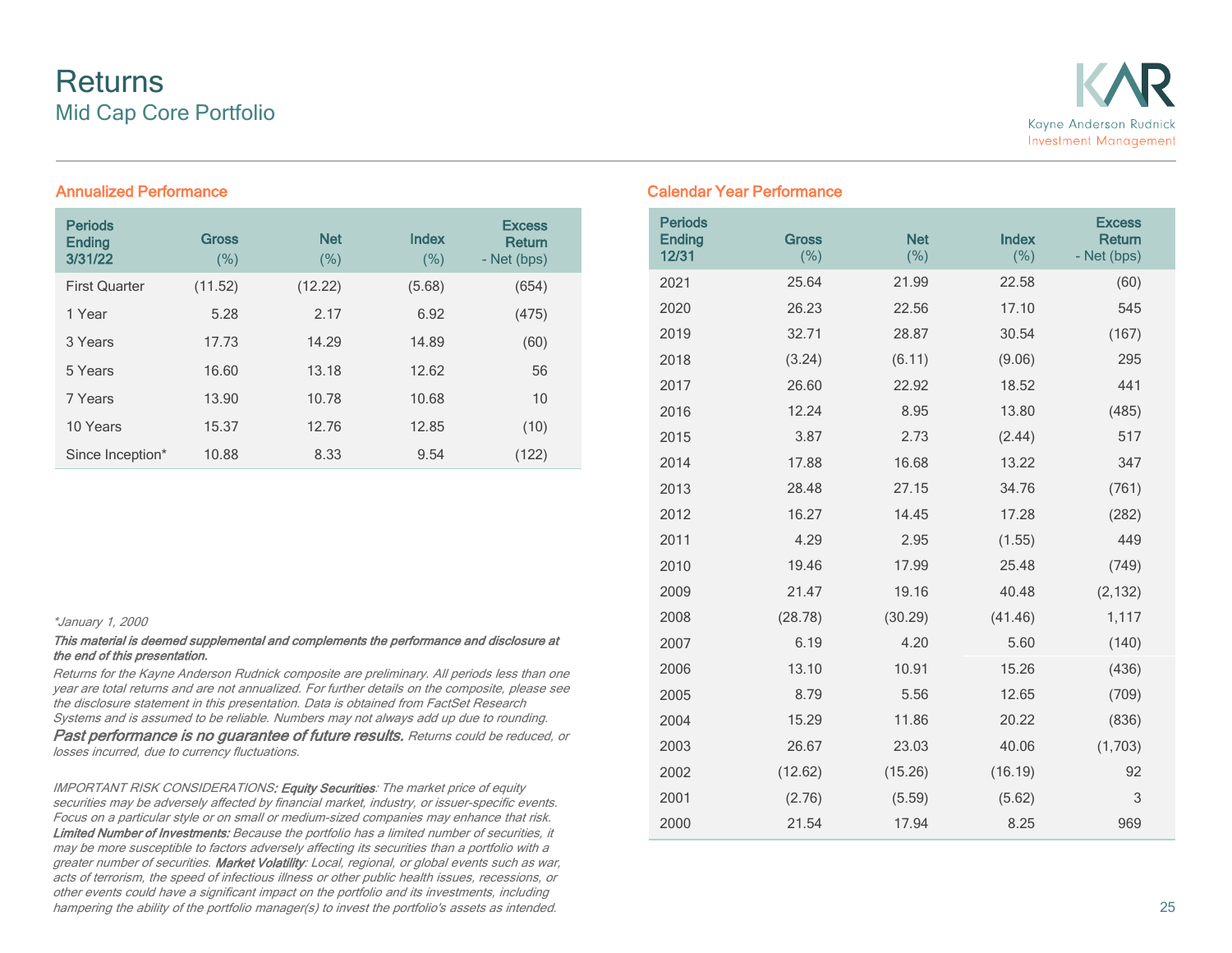# Returns

## Mid Cap Core Portfolio

Kayne Anderson Rudnick Investment Management

### Annualized Performance

| Periods Ending 3/31/22 | Gross (%) | Net (%) | Index (%) | Excess Return - Net (bps) |
|---|---|---|---|---|
| First Quarter | (11.52) | (12.22) | (5.68) | (654) |
| 1 Year | 5.28 | 2.17 | 6.92 | (475) |
| 3 Years | 17.73 | 14.29 | 14.89 | (60) |
| 5 Years | 16.60 | 13.18 | 12.62 | 56 |
| 7 Years | 13.90 | 10.78 | 10.68 | 10 |
| 10 Years | 15.37 | 12.76 | 12.85 | (10) |
| Since Inception* | 10.88 | 8.33 | 9.54 | (122) |

### Calendar Year Performance

| Periods Ending 12/31 | Gross (%) | Net (%) | Index (%) | Excess Return - Net (bps) |
|---|---|---|---|---|
| 2021 | 25.64 | 21.99 | 22.58 | (60) |
| 2020 | 26.23 | 22.56 | 17.10 | 545 |
| 2019 | 32.71 | 28.87 | 30.54 | (167) |
| 2018 | (3.24) | (6.11) | (9.06) | 295 |
| 2017 | 26.60 | 22.92 | 18.52 | 441 |
| 2016 | 12.24 | 8.95 | 13.80 | (485) |
| 2015 | 3.87 | 2.73 | (2.44) | 517 |
| 2014 | 17.88 | 16.68 | 13.22 | 347 |
| 2013 | 28.48 | 27.15 | 34.76 | (761) |
| 2012 | 16.27 | 14.45 | 17.28 | (282) |
| 2011 | 4.29 | 2.95 | (1.55) | 449 |
| 2010 | 19.46 | 17.99 | 25.48 | (749) |
| 2009 | 21.47 | 19.16 | 40.48 | (2,132) |
| 2008 | (28.78) | (30.29) | (41.46) | 1,117 |
| 2007 | 6.19 | 4.20 | 5.60 | (140) |
| 2006 | 13.10 | 10.91 | 15.26 | (436) |
| 2005 | 8.79 | 5.56 | 12.65 | (709) |
| 2004 | 15.29 | 11.86 | 20.22 | (836) |
| 2003 | 26.67 | 23.03 | 40.06 | (1,703) |
| 2002 | (12.62) | (15.26) | (16.19) | 92 |
| 2001 | (2.76) | (5.59) | (5.62) | 3 |
| 2000 | 21.54 | 17.94 | 8.25 | 969 |

*January 1, 2000

***This material is deemed supplemental and complements the performance and disclosure at the end of this presentation.***

*Returns for the Kayne Anderson Rudnick composite are preliminary. All periods less than one year are total returns and are not annualized. For further details on the composite, please see the disclosure statement in this presentation. Data is obtained from FactSet Research Systems and is assumed to be reliable. Numbers may not always add up due to rounding.*

***Past performance is no guarantee of future results.*** *Returns could be reduced, or losses incurred, due to currency fluctuations.*

*IMPORTANT RISK CONSIDERATIONS: **Equity Securities**: The market price of equity securities may be adversely affected by financial market, industry, or issuer-specific events. Focus on a particular style or on small or medium-sized companies may enhance that risk. **Limited Number of Investments:** Because the portfolio has a limited number of securities, it may be more susceptible to factors adversely affecting its securities than a portfolio with a greater number of securities. **Market Volatility**: Local, regional, or global events such as war, acts of terrorism, the speed of infectious illness or other public health issues, recessions, or other events could have a significant impact on the portfolio and its investments, including hampering the ability of the portfolio manager(s) to invest the portfolio's assets as intended.*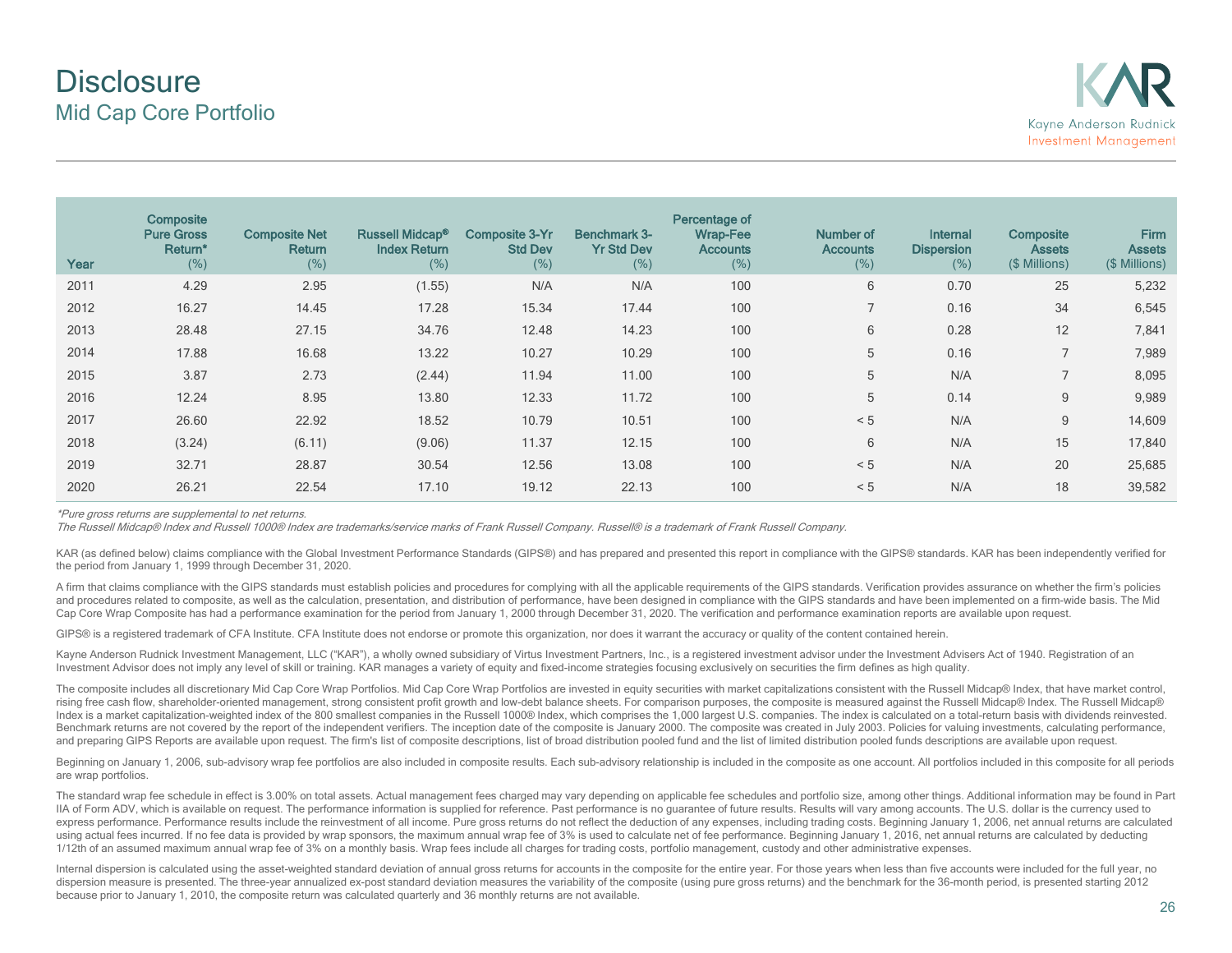# Disclosure

## Mid Cap Core Portfolio

| Year | Composite Pure Gross Return* (%) | Composite Net Return (%) | Russell Midcap® Index Return (%) | Composite 3-Yr Std Dev (%) | Benchmark 3-Yr Std Dev (%) | Percentage of Wrap-Fee Accounts (%) | Number of Accounts (%) | Internal Dispersion (%) | Composite Assets ($ Millions) | Firm Assets ($ Millions) |
|---|---|---|---|---|---|---|---|---|---|---|
| 2011 | 4.29 | 2.95 | (1.55) | N/A | N/A | 100 | 6 | 0.70 | 25 | 5,232 |
| 2012 | 16.27 | 14.45 | 17.28 | 15.34 | 17.44 | 100 | 7 | 0.16 | 34 | 6,545 |
| 2013 | 28.48 | 27.15 | 34.76 | 12.48 | 14.23 | 100 | 6 | 0.28 | 12 | 7,841 |
| 2014 | 17.88 | 16.68 | 13.22 | 10.27 | 10.29 | 100 | 5 | 0.16 | 7 | 7,989 |
| 2015 | 3.87 | 2.73 | (2.44) | 11.94 | 11.00 | 100 | 5 | N/A | 7 | 8,095 |
| 2016 | 12.24 | 8.95 | 13.80 | 12.33 | 11.72 | 100 | 5 | 0.14 | 9 | 9,989 |
| 2017 | 26.60 | 22.92 | 18.52 | 10.79 | 10.51 | 100 | < 5 | N/A | 9 | 14,609 |
| 2018 | (3.24) | (6.11) | (9.06) | 11.37 | 12.15 | 100 | 6 | N/A | 15 | 17,840 |
| 2019 | 32.71 | 28.87 | 30.54 | 12.56 | 13.08 | 100 | < 5 | N/A | 20 | 25,685 |
| 2020 | 26.21 | 22.54 | 17.10 | 19.12 | 22.13 | 100 | < 5 | N/A | 18 | 39,582 |

*\*Pure gross returns are supplemental to net returns.*
*The Russell Midcap® Index and Russell 1000® Index are trademarks/service marks of Frank Russell Company. Russell® is a trademark of Frank Russell Company.*

KAR (as defined below) claims compliance with the Global Investment Performance Standards (GIPS®) and has prepared and presented this report in compliance with the GIPS® standards. KAR has been independently verified for the period from January 1, 1999 through December 31, 2020.

A firm that claims compliance with the GIPS standards must establish policies and procedures for complying with all the applicable requirements of the GIPS standards. Verification provides assurance on whether the firm's policies and procedures related to composite, as well as the calculation, presentation, and distribution of performance, have been designed in compliance with the GIPS standards and have been implemented on a firm-wide basis. The Mid Cap Core Wrap Composite has had a performance examination for the period from January 1, 2000 through December 31, 2020. The verification and performance examination reports are available upon request.

GIPS® is a registered trademark of CFA Institute. CFA Institute does not endorse or promote this organization, nor does it warrant the accuracy or quality of the content contained herein.

Kayne Anderson Rudnick Investment Management, LLC ("KAR"), a wholly owned subsidiary of Virtus Investment Partners, Inc., is a registered investment advisor under the Investment Advisers Act of 1940. Registration of an Investment Advisor does not imply any level of skill or training. KAR manages a variety of equity and fixed-income strategies focusing exclusively on securities the firm defines as high quality.

The composite includes all discretionary Mid Cap Core Wrap Portfolios. Mid Cap Core Wrap Portfolios are invested in equity securities with market capitalizations consistent with the Russell Midcap® Index, that have market control, rising free cash flow, shareholder-oriented management, strong consistent profit growth and low-debt balance sheets. For comparison purposes, the composite is measured against the Russell Midcap® Index. The Russell Midcap® Index is a market capitalization-weighted index of the 800 smallest companies in the Russell 1000® Index, which comprises the 1,000 largest U.S. companies. The index is calculated on a total-return basis with dividends reinvested. Benchmark returns are not covered by the report of the independent verifiers. The inception date of the composite is January 2000. The composite was created in July 2003. Policies for valuing investments, calculating performance, and preparing GIPS Reports are available upon request. The firm's list of composite descriptions, list of broad distribution pooled fund and the list of limited distribution pooled funds descriptions are available upon request.

Beginning on January 1, 2006, sub-advisory wrap fee portfolios are also included in composite results. Each sub-advisory relationship is included in the composite as one account. All portfolios included in this composite for all periods are wrap portfolios.

The standard wrap fee schedule in effect is 3.00% on total assets. Actual management fees charged may vary depending on applicable fee schedules and portfolio size, among other things. Additional information may be found in Part IIA of Form ADV, which is available on request. The performance information is supplied for reference. Past performance is no guarantee of future results. Results will vary among accounts. The U.S. dollar is the currency used to express performance. Performance results include the reinvestment of all income. Pure gross returns do not reflect the deduction of any expenses, including trading costs. Beginning January 1, 2006, net annual returns are calculated using actual fees incurred. If no fee data is provided by wrap sponsors, the maximum annual wrap fee of 3% is used to calculate net of fee performance. Beginning January 1, 2016, net annual returns are calculated by deducting 1/12th of an assumed maximum annual wrap fee of 3% on a monthly basis. Wrap fees include all charges for trading costs, portfolio management, custody and other administrative expenses.

Internal dispersion is calculated using the asset-weighted standard deviation of annual gross returns for accounts in the composite for the entire year. For those years when less than five accounts were included for the full year, no dispersion measure is presented. The three-year annualized ex-post standard deviation measures the variability of the composite (using pure gross returns) and the benchmark for the 36-month period, is presented starting 2012 because prior to January 1, 2010, the composite return was calculated quarterly and 36 monthly returns are not available.